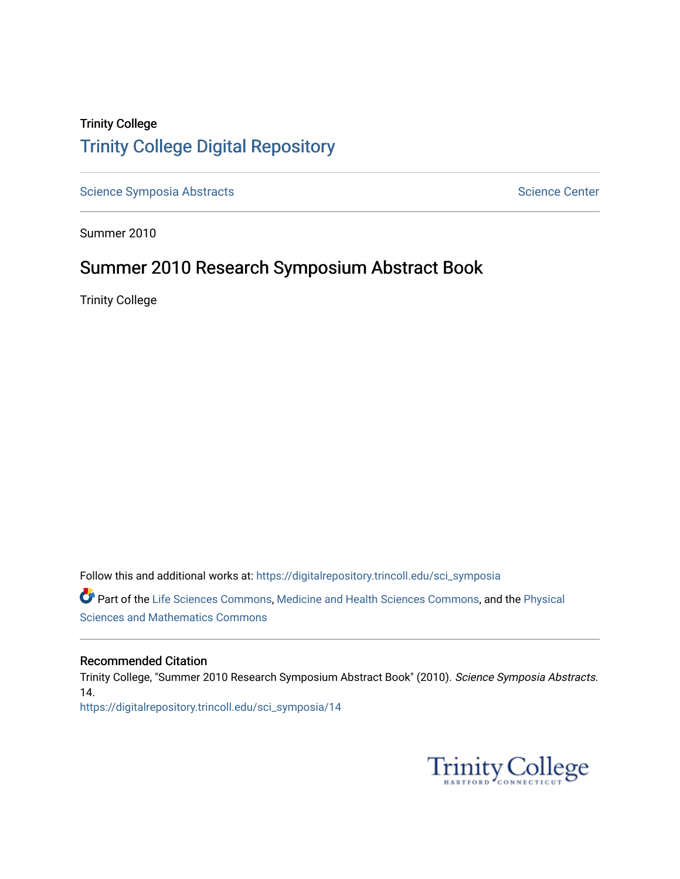Trinity College

# Trinity College Digital Repository

Science Symposia Abstracts | Science Center

Summer 2010

## Summer 2010 Research Symposium Abstract Book

Trinity College

Follow this and additional works at: https://digitalrepository.trincoll.edu/sci_symposia

Part of the Life Sciences Commons, Medicine and Health Sciences Commons, and the Physical Sciences and Mathematics Commons

### Recommended Citation

Trinity College, "Summer 2010 Research Symposium Abstract Book" (2010). *Science Symposia Abstracts*. 14.
https://digitalrepository.trincoll.edu/sci_symposia/14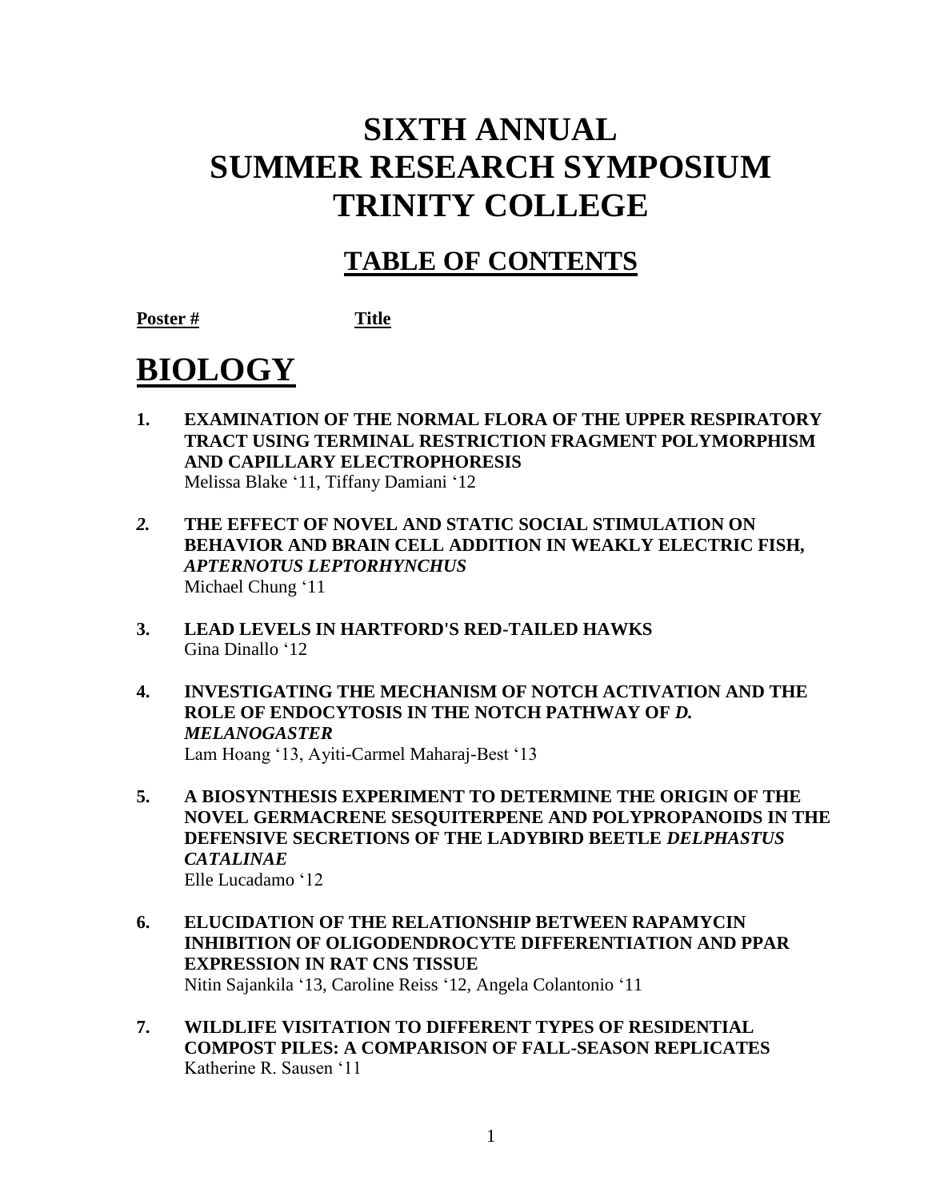# SIXTH ANNUAL
# SUMMER RESEARCH SYMPOSIUM
# TRINITY COLLEGE

## TABLE OF CONTENTS

**Poster #** **Title**

# BIOLOGY

1. **EXAMINATION OF THE NORMAL FLORA OF THE UPPER RESPIRATORY TRACT USING TERMINAL RESTRICTION FRAGMENT POLYMORPHISM AND CAPILLARY ELECTROPHORESIS**
   Melissa Blake '11, Tiffany Damiani '12

2. **THE EFFECT OF NOVEL AND STATIC SOCIAL STIMULATION ON BEHAVIOR AND BRAIN CELL ADDITION IN WEAKLY ELECTRIC FISH, *APTERNOTUS LEPTORHYNCHUS***
   Michael Chung '11

3. **LEAD LEVELS IN HARTFORD'S RED-TAILED HAWKS**
   Gina Dinallo '12

4. **INVESTIGATING THE MECHANISM OF NOTCH ACTIVATION AND THE ROLE OF ENDOCYTOSIS IN THE NOTCH PATHWAY OF *D. MELANOGASTER***
   Lam Hoang '13, Ayiti-Carmel Maharaj-Best '13

5. **A BIOSYNTHESIS EXPERIMENT TO DETERMINE THE ORIGIN OF THE NOVEL GERMACRENE SESQUITERPENE AND POLYPROPANOIDS IN THE DEFENSIVE SECRETIONS OF THE LADYBIRD BEETLE *DELPHASTUS CATALINAE***
   Elle Lucadamo '12

6. **ELUCIDATION OF THE RELATIONSHIP BETWEEN RAPAMYCIN INHIBITION OF OLIGODENDROCYTE DIFFERENTIATION AND PPAR EXPRESSION IN RAT CNS TISSUE**
   Nitin Sajankila '13, Caroline Reiss '12, Angela Colantonio '11

7. **WILDLIFE VISITATION TO DIFFERENT TYPES OF RESIDENTIAL COMPOST PILES: A COMPARISON OF FALL-SEASON REPLICATES**
   Katherine R. Sausen '11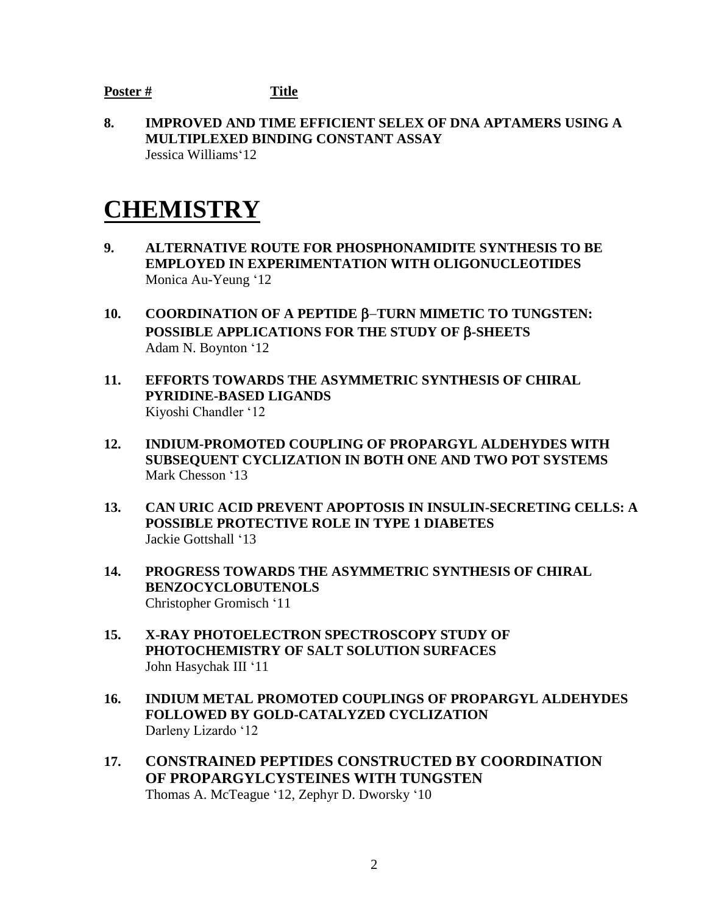**Poster #** **Title**

**8. IMPROVED AND TIME EFFICIENT SELEX OF DNA APTAMERS USING A MULTIPLEXED BINDING CONSTANT ASSAY**
Jessica Williams'12

# CHEMISTRY

**9. ALTERNATIVE ROUTE FOR PHOSPHONAMIDITE SYNTHESIS TO BE EMPLOYED IN EXPERIMENTATION WITH OLIGONUCLEOTIDES**
Monica Au-Yeung '12

**10. COORDINATION OF A PEPTIDE β–TURN MIMETIC TO TUNGSTEN: POSSIBLE APPLICATIONS FOR THE STUDY OF β-SHEETS**
Adam N. Boynton '12

**11. EFFORTS TOWARDS THE ASYMMETRIC SYNTHESIS OF CHIRAL PYRIDINE-BASED LIGANDS**
Kiyoshi Chandler '12

**12. INDIUM-PROMOTED COUPLING OF PROPARGYL ALDEHYDES WITH SUBSEQUENT CYCLIZATION IN BOTH ONE AND TWO POT SYSTEMS**
Mark Chesson '13

**13. CAN URIC ACID PREVENT APOPTOSIS IN INSULIN-SECRETING CELLS: A POSSIBLE PROTECTIVE ROLE IN TYPE 1 DIABETES**
Jackie Gottshall '13

**14. PROGRESS TOWARDS THE ASYMMETRIC SYNTHESIS OF CHIRAL BENZOCYCLOBUTENOLS**
Christopher Gromisch '11

**15. X-RAY PHOTOELECTRON SPECTROSCOPY STUDY OF PHOTOCHEMISTRY OF SALT SOLUTION SURFACES**
John Hasychak III '11

**16. INDIUM METAL PROMOTED COUPLINGS OF PROPARGYL ALDEHYDES FOLLOWED BY GOLD-CATALYZED CYCLIZATION**
Darleny Lizardo '12

**17. CONSTRAINED PEPTIDES CONSTRUCTED BY COORDINATION OF PROPARGYLCYSTEINES WITH TUNGSTEN**
Thomas A. McTeague '12, Zephyr D. Dworsky '10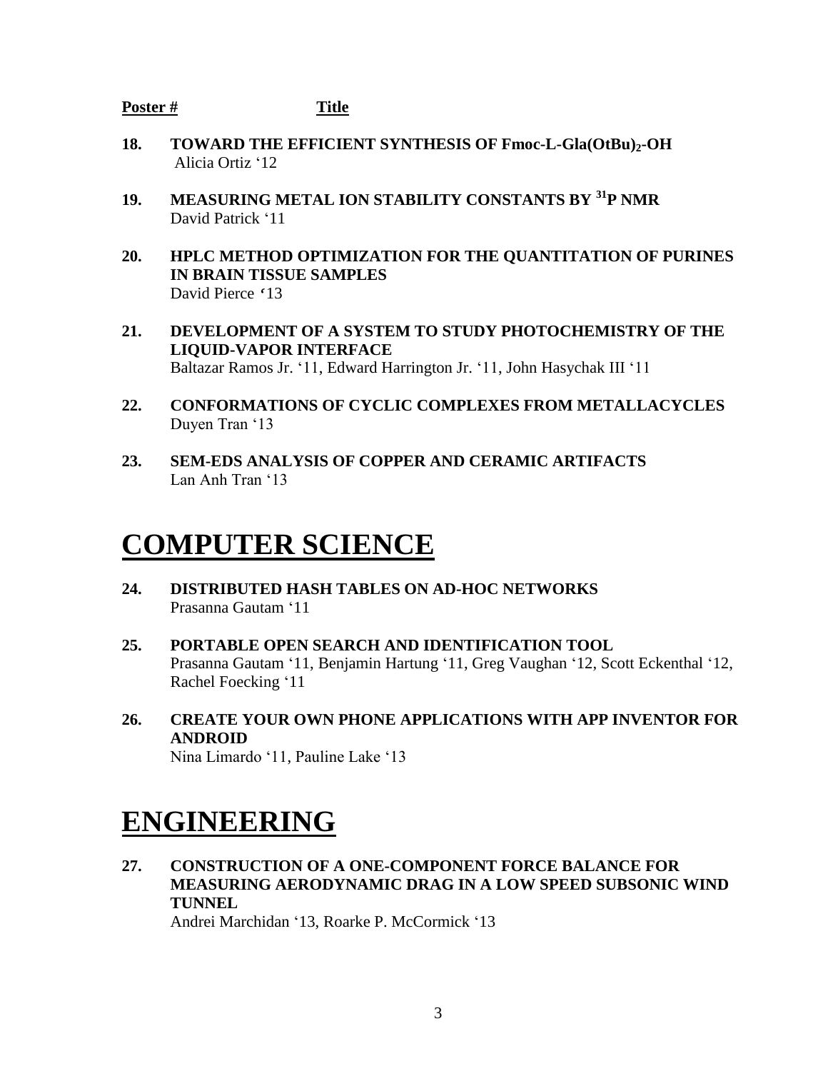**Poster #** **Title**

**18.** **TOWARD THE EFFICIENT SYNTHESIS OF Fmoc-L-Gla(OtBu)$_2$-OH**
Alicia Ortiz '12

**19.** **MEASURING METAL ION STABILITY CONSTANTS BY $^{31}$P NMR**
David Patrick '11

**20.** **HPLC METHOD OPTIMIZATION FOR THE QUANTITATION OF PURINES IN BRAIN TISSUE SAMPLES**
David Pierce '13

**21.** **DEVELOPMENT OF A SYSTEM TO STUDY PHOTOCHEMISTRY OF THE LIQUID-VAPOR INTERFACE**
Baltazar Ramos Jr. '11, Edward Harrington Jr. '11, John Hasychak III '11

**22.** **CONFORMATIONS OF CYCLIC COMPLEXES FROM METALLACYCLES**
Duyen Tran '13

**23.** **SEM-EDS ANALYSIS OF COPPER AND CERAMIC ARTIFACTS**
Lan Anh Tran '13

# COMPUTER SCIENCE

**24.** **DISTRIBUTED HASH TABLES ON AD-HOC NETWORKS**
Prasanna Gautam '11

**25.** **PORTABLE OPEN SEARCH AND IDENTIFICATION TOOL**
Prasanna Gautam '11, Benjamin Hartung '11, Greg Vaughan '12, Scott Eckenthal '12, Rachel Foecking '11

**26.** **CREATE YOUR OWN PHONE APPLICATIONS WITH APP INVENTOR FOR ANDROID**
Nina Limardo '11, Pauline Lake '13

# ENGINEERING

**27.** **CONSTRUCTION OF A ONE-COMPONENT FORCE BALANCE FOR MEASURING AERODYNAMIC DRAG IN A LOW SPEED SUBSONIC WIND TUNNEL**
Andrei Marchidan '13, Roarke P. McCormick '13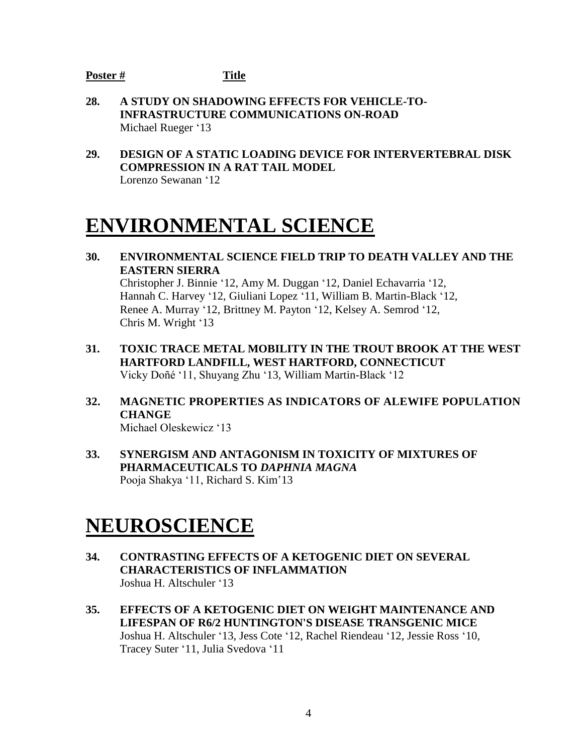**Poster #** **Title**

**28. A STUDY ON SHADOWING EFFECTS FOR VEHICLE-TO-INFRASTRUCTURE COMMUNICATIONS ON-ROAD**
Michael Rueger '13

**29. DESIGN OF A STATIC LOADING DEVICE FOR INTERVERTEBRAL DISK COMPRESSION IN A RAT TAIL MODEL**
Lorenzo Sewanan '12

# ENVIRONMENTAL SCIENCE

**30. ENVIRONMENTAL SCIENCE FIELD TRIP TO DEATH VALLEY AND THE EASTERN SIERRA**
Christopher J. Binnie '12, Amy M. Duggan '12, Daniel Echavarria '12, Hannah C. Harvey '12, Giuliani Lopez '11, William B. Martin-Black '12, Renee A. Murray '12, Brittney M. Payton '12, Kelsey A. Semrod '12, Chris M. Wright '13

**31. TOXIC TRACE METAL MOBILITY IN THE TROUT BROOK AT THE WEST HARTFORD LANDFILL, WEST HARTFORD, CONNECTICUT**
Vicky Doñé '11, Shuyang Zhu '13, William Martin-Black '12

**32. MAGNETIC PROPERTIES AS INDICATORS OF ALEWIFE POPULATION CHANGE**
Michael Oleskewicz '13

**33. SYNERGISM AND ANTAGONISM IN TOXICITY OF MIXTURES OF PHARMACEUTICALS TO *DAPHNIA MAGNA***
Pooja Shakya '11, Richard S. Kim'13

# NEUROSCIENCE

**34. CONTRASTING EFFECTS OF A KETOGENIC DIET ON SEVERAL CHARACTERISTICS OF INFLAMMATION**
Joshua H. Altschuler '13

**35. EFFECTS OF A KETOGENIC DIET ON WEIGHT MAINTENANCE AND LIFESPAN OF R6/2 HUNTINGTON'S DISEASE TRANSGENIC MICE**
Joshua H. Altschuler '13, Jess Cote '12, Rachel Riendeau '12, Jessie Ross '10, Tracey Suter '11, Julia Svedova '11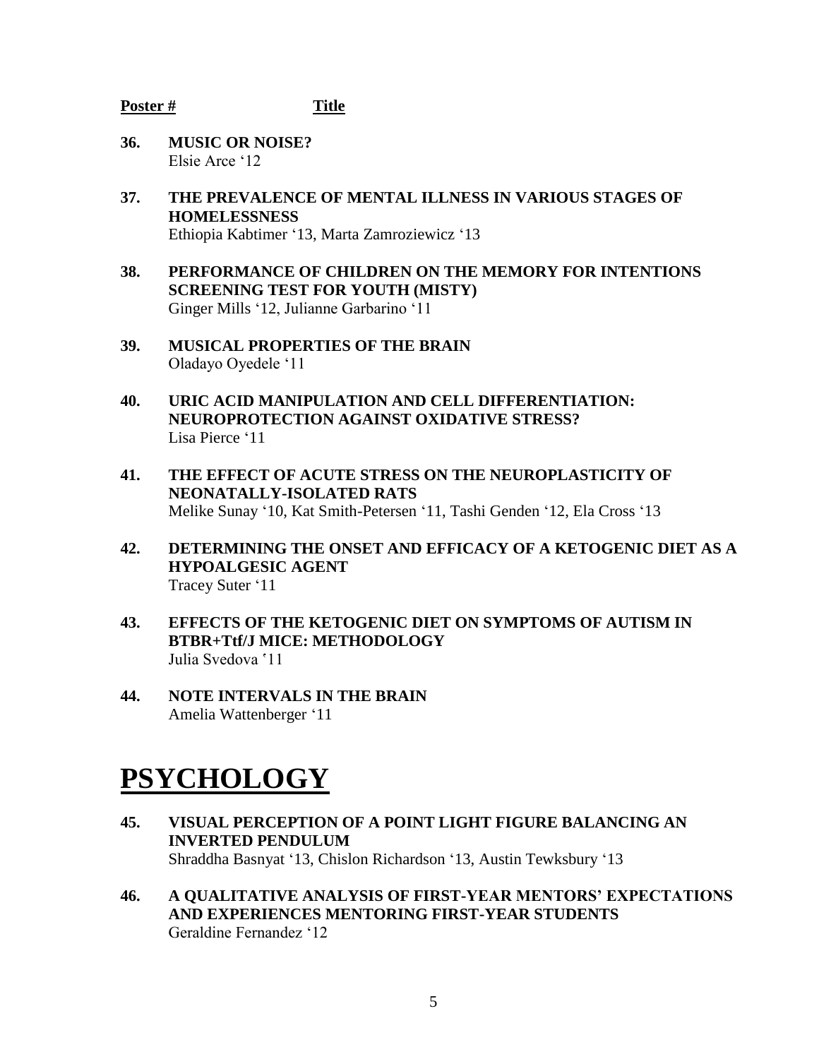**Poster #** **Title**

**36. MUSIC OR NOISE?**
Elsie Arce '12

**37. THE PREVALENCE OF MENTAL ILLNESS IN VARIOUS STAGES OF HOMELESSNESS**
Ethiopia Kabtimer '13, Marta Zamroziewicz '13

**38. PERFORMANCE OF CHILDREN ON THE MEMORY FOR INTENTIONS SCREENING TEST FOR YOUTH (MISTY)**
Ginger Mills '12, Julianne Garbarino '11

**39. MUSICAL PROPERTIES OF THE BRAIN**
Oladayo Oyedele '11

**40. URIC ACID MANIPULATION AND CELL DIFFERENTIATION: NEUROPROTECTION AGAINST OXIDATIVE STRESS?**
Lisa Pierce '11

**41. THE EFFECT OF ACUTE STRESS ON THE NEUROPLASTICITY OF NEONATALLY-ISOLATED RATS**
Melike Sunay '10, Kat Smith-Petersen '11, Tashi Genden '12, Ela Cross '13

**42. DETERMINING THE ONSET AND EFFICACY OF A KETOGENIC DIET AS A HYPOALGESIC AGENT**
Tracey Suter '11

**43. EFFECTS OF THE KETOGENIC DIET ON SYMPTOMS OF AUTISM IN BTBR+Ttf/J MICE: METHODOLOGY**
Julia Svedova '11

**44. NOTE INTERVALS IN THE BRAIN**
Amelia Wattenberger '11

# PSYCHOLOGY

**45. VISUAL PERCEPTION OF A POINT LIGHT FIGURE BALANCING AN INVERTED PENDULUM**
Shraddha Basnyat '13, Chislon Richardson '13, Austin Tewksbury '13

**46. A QUALITATIVE ANALYSIS OF FIRST-YEAR MENTORS' EXPECTATIONS AND EXPERIENCES MENTORING FIRST-YEAR STUDENTS**
Geraldine Fernandez '12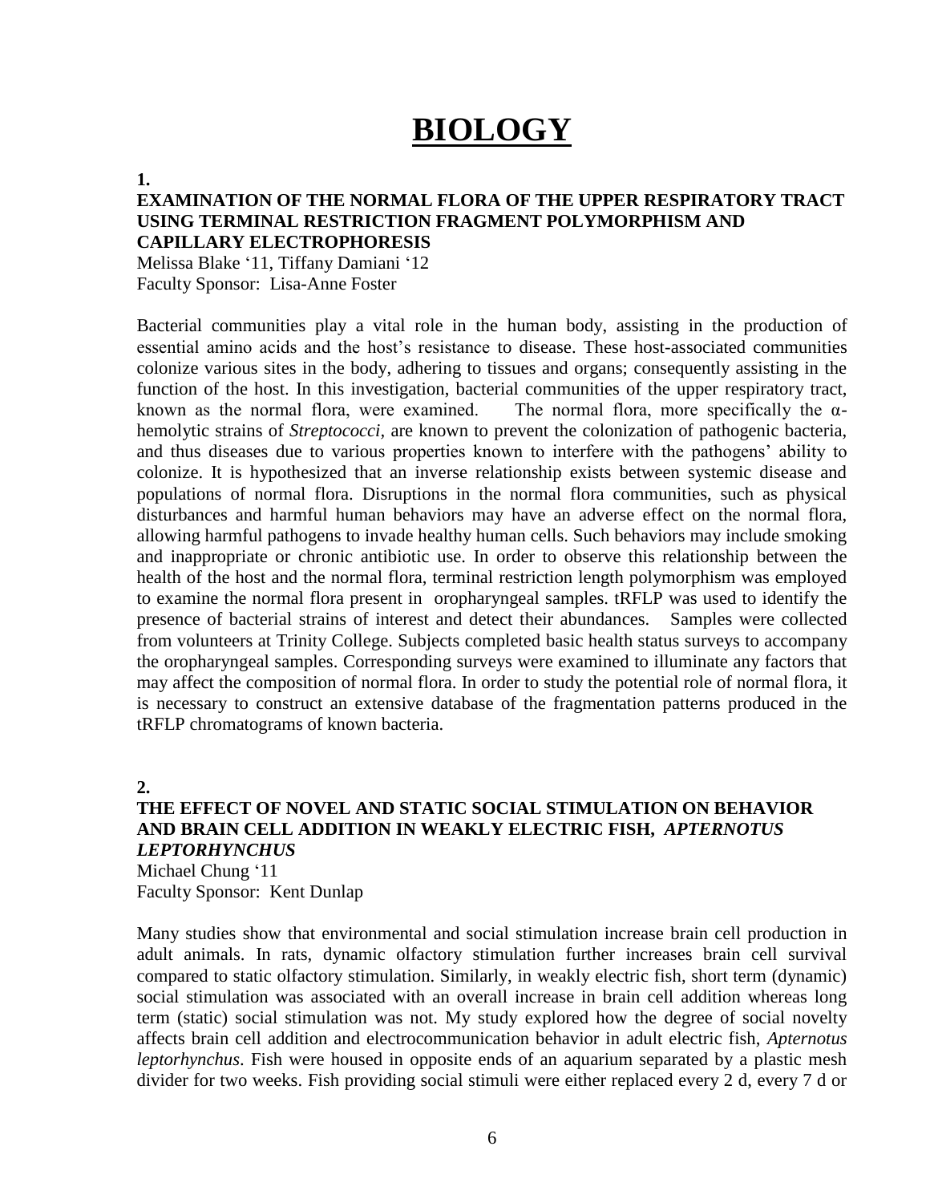# BIOLOGY

**1.**

**EXAMINATION OF THE NORMAL FLORA OF THE UPPER RESPIRATORY TRACT USING TERMINAL RESTRICTION FRAGMENT POLYMORPHISM AND CAPILLARY ELECTROPHORESIS**

Melissa Blake '11, Tiffany Damiani '12
Faculty Sponsor: Lisa-Anne Foster

Bacterial communities play a vital role in the human body, assisting in the production of essential amino acids and the host's resistance to disease. These host-associated communities colonize various sites in the body, adhering to tissues and organs; consequently assisting in the function of the host. In this investigation, bacterial communities of the upper respiratory tract, known as the normal flora, were examined. The normal flora, more specifically the α-hemolytic strains of *Streptococci*, are known to prevent the colonization of pathogenic bacteria, and thus diseases due to various properties known to interfere with the pathogens' ability to colonize. It is hypothesized that an inverse relationship exists between systemic disease and populations of normal flora. Disruptions in the normal flora communities, such as physical disturbances and harmful human behaviors may have an adverse effect on the normal flora, allowing harmful pathogens to invade healthy human cells. Such behaviors may include smoking and inappropriate or chronic antibiotic use. In order to observe this relationship between the health of the host and the normal flora, terminal restriction length polymorphism was employed to examine the normal flora present in oropharyngeal samples. tRFLP was used to identify the presence of bacterial strains of interest and detect their abundances. Samples were collected from volunteers at Trinity College. Subjects completed basic health status surveys to accompany the oropharyngeal samples. Corresponding surveys were examined to illuminate any factors that may affect the composition of normal flora. In order to study the potential role of normal flora, it is necessary to construct an extensive database of the fragmentation patterns produced in the tRFLP chromatograms of known bacteria.

**2.**

**THE EFFECT OF NOVEL AND STATIC SOCIAL STIMULATION ON BEHAVIOR AND BRAIN CELL ADDITION IN WEAKLY ELECTRIC FISH, *APTERNOTUS LEPTORHYNCHUS***

Michael Chung '11
Faculty Sponsor: Kent Dunlap

Many studies show that environmental and social stimulation increase brain cell production in adult animals. In rats, dynamic olfactory stimulation further increases brain cell survival compared to static olfactory stimulation. Similarly, in weakly electric fish, short term (dynamic) social stimulation was associated with an overall increase in brain cell addition whereas long term (static) social stimulation was not. My study explored how the degree of social novelty affects brain cell addition and electrocommunication behavior in adult electric fish, *Apternotus leptorhynchus*. Fish were housed in opposite ends of an aquarium separated by a plastic mesh divider for two weeks. Fish providing social stimuli were either replaced every 2 d, every 7 d or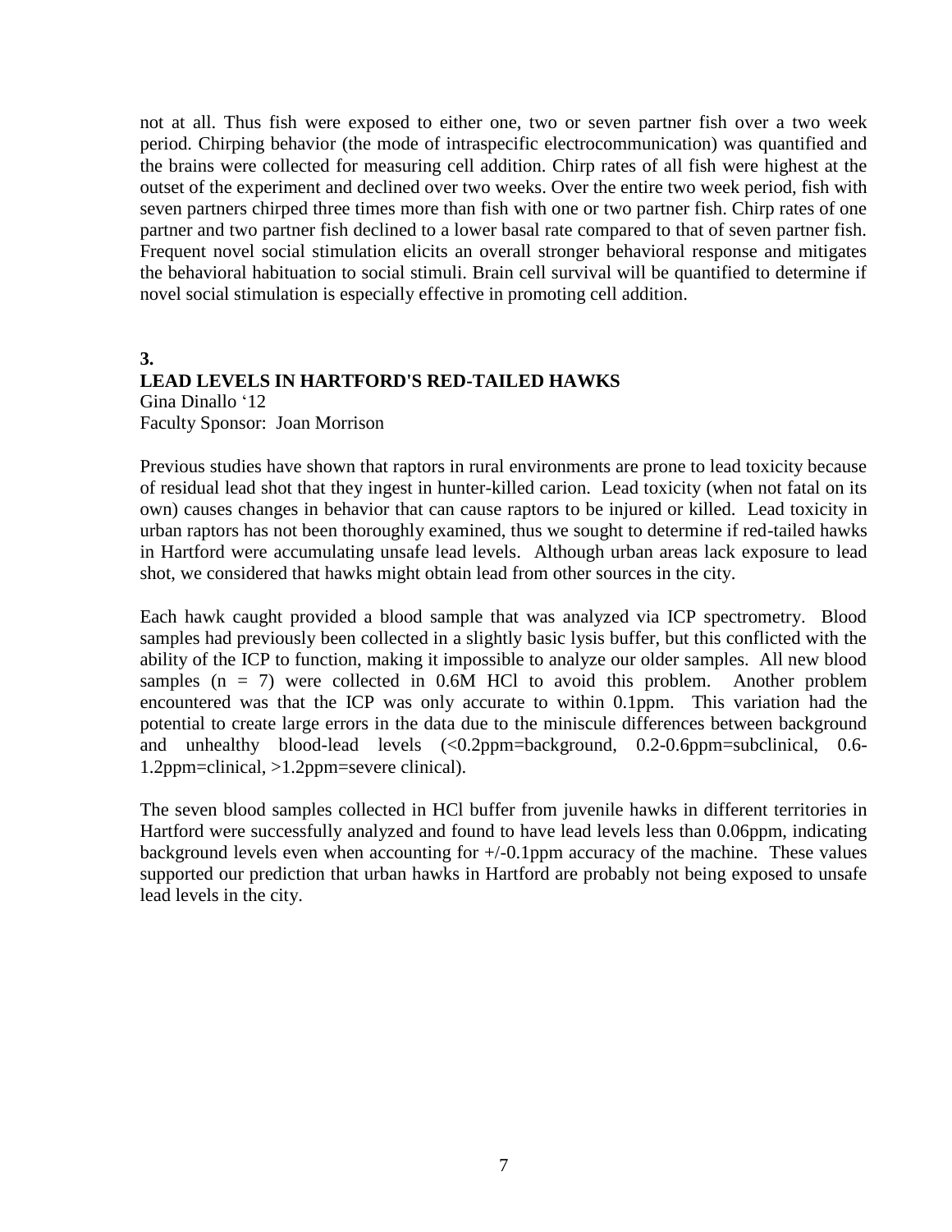not at all. Thus fish were exposed to either one, two or seven partner fish over a two week period. Chirping behavior (the mode of intraspecific electrocommunication) was quantified and the brains were collected for measuring cell addition. Chirp rates of all fish were highest at the outset of the experiment and declined over two weeks. Over the entire two week period, fish with seven partners chirped three times more than fish with one or two partner fish. Chirp rates of one partner and two partner fish declined to a lower basal rate compared to that of seven partner fish. Frequent novel social stimulation elicits an overall stronger behavioral response and mitigates the behavioral habituation to social stimuli. Brain cell survival will be quantified to determine if novel social stimulation is especially effective in promoting cell addition.

**3.**

**LEAD LEVELS IN HARTFORD'S RED-TAILED HAWKS**

Gina Dinallo '12
Faculty Sponsor: Joan Morrison

Previous studies have shown that raptors in rural environments are prone to lead toxicity because of residual lead shot that they ingest in hunter-killed carion. Lead toxicity (when not fatal on its own) causes changes in behavior that can cause raptors to be injured or killed. Lead toxicity in urban raptors has not been thoroughly examined, thus we sought to determine if red-tailed hawks in Hartford were accumulating unsafe lead levels. Although urban areas lack exposure to lead shot, we considered that hawks might obtain lead from other sources in the city.

Each hawk caught provided a blood sample that was analyzed via ICP spectrometry. Blood samples had previously been collected in a slightly basic lysis buffer, but this conflicted with the ability of the ICP to function, making it impossible to analyze our older samples. All new blood samples ($n = 7$) were collected in 0.6M HCl to avoid this problem. Another problem encountered was that the ICP was only accurate to within 0.1ppm. This variation had the potential to create large errors in the data due to the miniscule differences between background and unhealthy blood-lead levels (<0.2ppm=background, 0.2-0.6ppm=subclinical, 0.6-1.2ppm=clinical, >1.2ppm=severe clinical).

The seven blood samples collected in HCl buffer from juvenile hawks in different territories in Hartford were successfully analyzed and found to have lead levels less than 0.06ppm, indicating background levels even when accounting for +/-0.1ppm accuracy of the machine. These values supported our prediction that urban hawks in Hartford are probably not being exposed to unsafe lead levels in the city.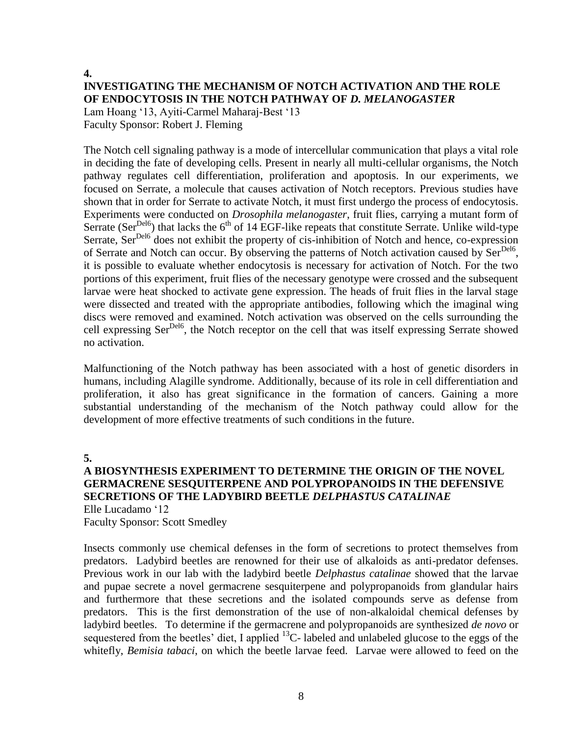**4.**

## INVESTIGATING THE MECHANISM OF NOTCH ACTIVATION AND THE ROLE OF ENDOCYTOSIS IN THE NOTCH PATHWAY OF *D. MELANOGASTER*

Lam Hoang '13, Ayiti-Carmel Maharaj-Best '13
Faculty Sponsor: Robert J. Fleming

The Notch cell signaling pathway is a mode of intercellular communication that plays a vital role in deciding the fate of developing cells. Present in nearly all multi-cellular organisms, the Notch pathway regulates cell differentiation, proliferation and apoptosis. In our experiments, we focused on Serrate, a molecule that causes activation of Notch receptors. Previous studies have shown that in order for Serrate to activate Notch, it must first undergo the process of endocytosis. Experiments were conducted on *Drosophila melanogaster*, fruit flies, carrying a mutant form of Serrate ($Ser^{Del6}$) that lacks the $6^{th}$ of 14 EGF-like repeats that constitute Serrate. Unlike wild-type Serrate, $Ser^{Del6}$ does not exhibit the property of cis-inhibition of Notch and hence, co-expression of Serrate and Notch can occur. By observing the patterns of Notch activation caused by $Ser^{Del6}$, it is possible to evaluate whether endocytosis is necessary for activation of Notch. For the two portions of this experiment, fruit flies of the necessary genotype were crossed and the subsequent larvae were heat shocked to activate gene expression. The heads of fruit flies in the larval stage were dissected and treated with the appropriate antibodies, following which the imaginal wing discs were removed and examined. Notch activation was observed on the cells surrounding the cell expressing $Ser^{Del6}$, the Notch receptor on the cell that was itself expressing Serrate showed no activation.

Malfunctioning of the Notch pathway has been associated with a host of genetic disorders in humans, including Alagille syndrome. Additionally, because of its role in cell differentiation and proliferation, it also has great significance in the formation of cancers. Gaining a more substantial understanding of the mechanism of the Notch pathway could allow for the development of more effective treatments of such conditions in the future.

**5.**

## A BIOSYNTHESIS EXPERIMENT TO DETERMINE THE ORIGIN OF THE NOVEL GERMACRENE SESQUITERPENE AND POLYPROPANOIDS IN THE DEFENSIVE SECRETIONS OF THE LADYBIRD BEETLE *DELPHASTUS CATALINAE*

Elle Lucadamo '12
Faculty Sponsor: Scott Smedley

Insects commonly use chemical defenses in the form of secretions to protect themselves from predators. Ladybird beetles are renowned for their use of alkaloids as anti-predator defenses. Previous work in our lab with the ladybird beetle *Delphastus catalinae* showed that the larvae and pupae secrete a novel germacrene sesquiterpene and polypropanoids from glandular hairs and furthermore that these secretions and the isolated compounds serve as defense from predators. This is the first demonstration of the use of non-alkaloidal chemical defenses by ladybird beetles. To determine if the germacrene and polypropanoids are synthesized *de novo* or sequestered from the beetles' diet, I applied $^{13}C$- labeled and unlabeled glucose to the eggs of the whitefly, *Bemisia tabaci*, on which the beetle larvae feed. Larvae were allowed to feed on the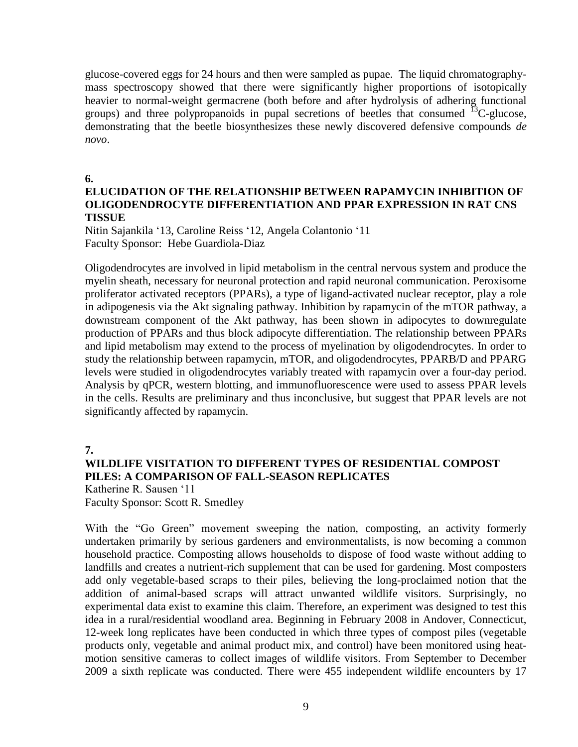glucose-covered eggs for 24 hours and then were sampled as pupae. The liquid chromatography-mass spectroscopy showed that there were significantly higher proportions of isotopically heavier to normal-weight germacrene (both before and after hydrolysis of adhering functional groups) and three polypropanoids in pupal secretions of beetles that consumed $^{13}C$-glucose, demonstrating that the beetle biosynthesizes these newly discovered defensive compounds *de novo*.

**6.**

### ELUCIDATION OF THE RELATIONSHIP BETWEEN RAPAMYCIN INHIBITION OF OLIGODENDROCYTE DIFFERENTIATION AND PPAR EXPRESSION IN RAT CNS TISSUE

Nitin Sajankila '13, Caroline Reiss '12, Angela Colantonio '11
Faculty Sponsor: Hebe Guardiola-Diaz

Oligodendrocytes are involved in lipid metabolism in the central nervous system and produce the myelin sheath, necessary for neuronal protection and rapid neuronal communication. Peroxisome proliferator activated receptors (PPARs), a type of ligand-activated nuclear receptor, play a role in adipogenesis via the Akt signaling pathway. Inhibition by rapamycin of the mTOR pathway, a downstream component of the Akt pathway, has been shown in adipocytes to downregulate production of PPARs and thus block adipocyte differentiation. The relationship between PPARs and lipid metabolism may extend to the process of myelination by oligodendrocytes. In order to study the relationship between rapamycin, mTOR, and oligodendrocytes, PPARB/D and PPARG levels were studied in oligodendrocytes variably treated with rapamycin over a four-day period. Analysis by qPCR, western blotting, and immunofluorescence were used to assess PPAR levels in the cells. Results are preliminary and thus inconclusive, but suggest that PPAR levels are not significantly affected by rapamycin.

**7.**

### WILDLIFE VISITATION TO DIFFERENT TYPES OF RESIDENTIAL COMPOST PILES: A COMPARISON OF FALL-SEASON REPLICATES

Katherine R. Sausen '11
Faculty Sponsor: Scott R. Smedley

With the "Go Green" movement sweeping the nation, composting, an activity formerly undertaken primarily by serious gardeners and environmentalists, is now becoming a common household practice. Composting allows households to dispose of food waste without adding to landfills and creates a nutrient-rich supplement that can be used for gardening. Most composters add only vegetable-based scraps to their piles, believing the long-proclaimed notion that the addition of animal-based scraps will attract unwanted wildlife visitors. Surprisingly, no experimental data exist to examine this claim. Therefore, an experiment was designed to test this idea in a rural/residential woodland area. Beginning in February 2008 in Andover, Connecticut, 12-week long replicates have been conducted in which three types of compost piles (vegetable products only, vegetable and animal product mix, and control) have been monitored using heat-motion sensitive cameras to collect images of wildlife visitors. From September to December 2009 a sixth replicate was conducted. There were 455 independent wildlife encounters by 17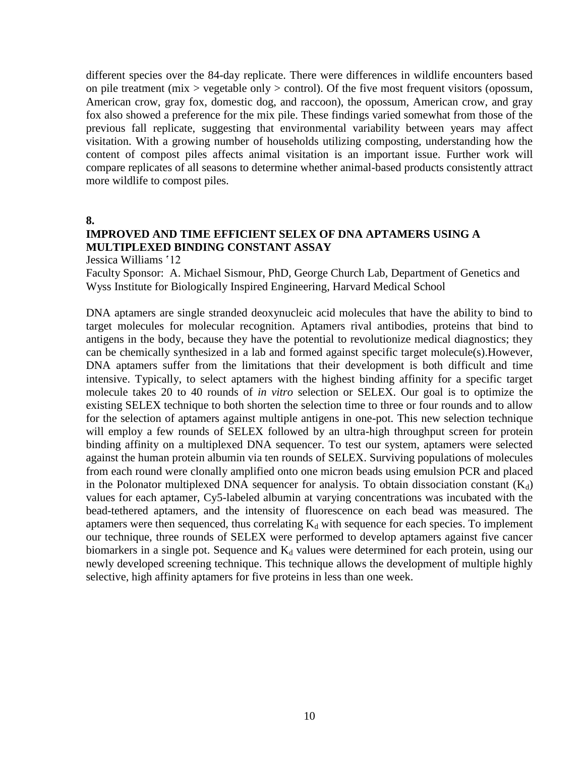different species over the 84-day replicate. There were differences in wildlife encounters based on pile treatment (mix > vegetable only > control). Of the five most frequent visitors (opossum, American crow, gray fox, domestic dog, and raccoon), the opossum, American crow, and gray fox also showed a preference for the mix pile. These findings varied somewhat from those of the previous fall replicate, suggesting that environmental variability between years may affect visitation. With a growing number of households utilizing composting, understanding how the content of compost piles affects animal visitation is an important issue. Further work will compare replicates of all seasons to determine whether animal-based products consistently attract more wildlife to compost piles.

**8.**

## IMPROVED AND TIME EFFICIENT SELEX OF DNA APTAMERS USING A MULTIPLEXED BINDING CONSTANT ASSAY

Jessica Williams '12

Faculty Sponsor: A. Michael Sismour, PhD, George Church Lab, Department of Genetics and Wyss Institute for Biologically Inspired Engineering, Harvard Medical School

DNA aptamers are single stranded deoxynucleic acid molecules that have the ability to bind to target molecules for molecular recognition. Aptamers rival antibodies, proteins that bind to antigens in the body, because they have the potential to revolutionize medical diagnostics; they can be chemically synthesized in a lab and formed against specific target molecule(s).However, DNA aptamers suffer from the limitations that their development is both difficult and time intensive. Typically, to select aptamers with the highest binding affinity for a specific target molecule takes 20 to 40 rounds of *in vitro* selection or SELEX. Our goal is to optimize the existing SELEX technique to both shorten the selection time to three or four rounds and to allow for the selection of aptamers against multiple antigens in one-pot. This new selection technique will employ a few rounds of SELEX followed by an ultra-high throughput screen for protein binding affinity on a multiplexed DNA sequencer. To test our system, aptamers were selected against the human protein albumin via ten rounds of SELEX. Surviving populations of molecules from each round were clonally amplified onto one micron beads using emulsion PCR and placed in the Polonator multiplexed DNA sequencer for analysis. To obtain dissociation constant ($K_d$) values for each aptamer, Cy5-labeled albumin at varying concentrations was incubated with the bead-tethered aptamers, and the intensity of fluorescence on each bead was measured. The aptamers were then sequenced, thus correlating $K_d$ with sequence for each species. To implement our technique, three rounds of SELEX were performed to develop aptamers against five cancer biomarkers in a single pot. Sequence and $K_d$ values were determined for each protein, using our newly developed screening technique. This technique allows the development of multiple highly selective, high affinity aptamers for five proteins in less than one week.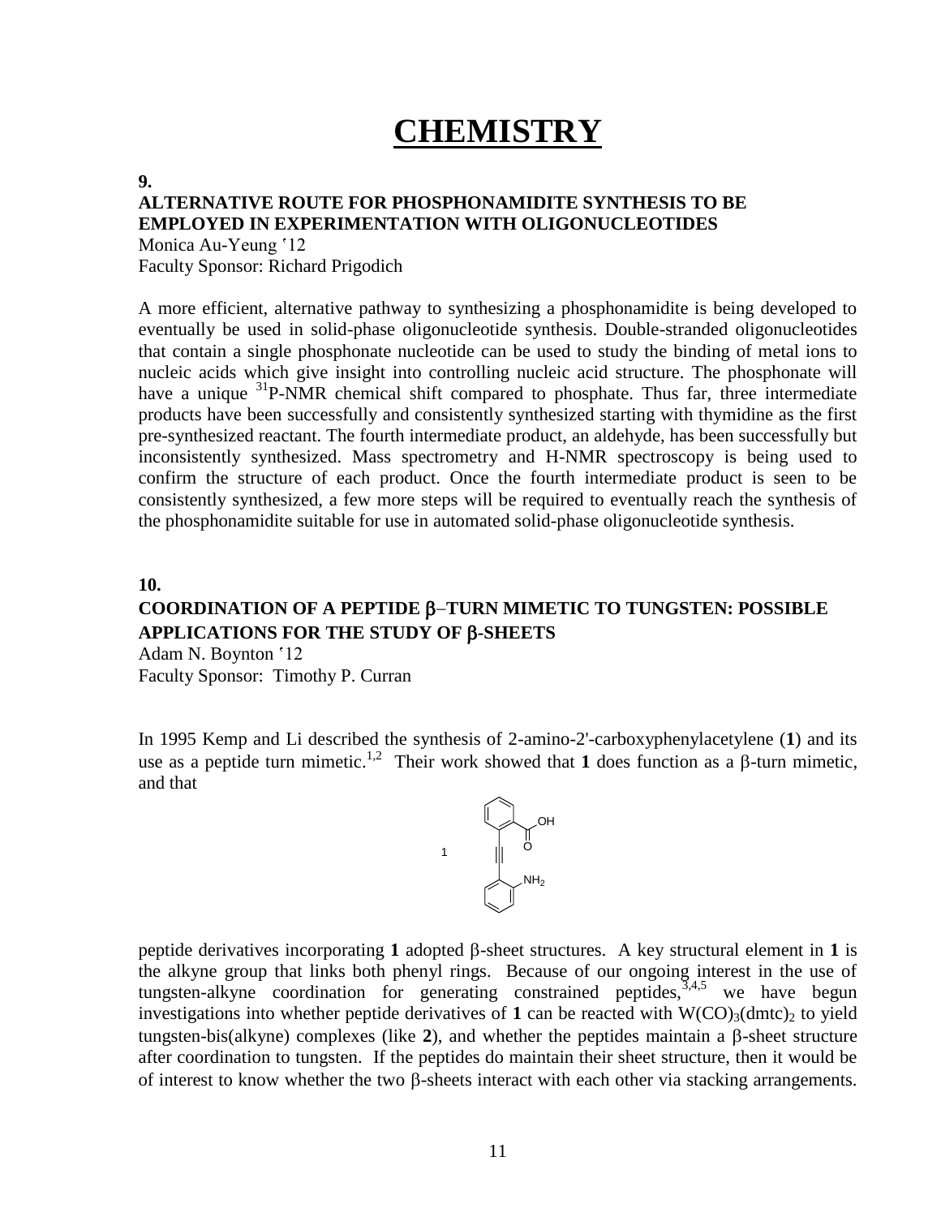# CHEMISTRY

**9.**

**ALTERNATIVE ROUTE FOR PHOSPHONAMIDITE SYNTHESIS TO BE EMPLOYED IN EXPERIMENTATION WITH OLIGONUCLEOTIDES**

Monica Au-Yeung '12
Faculty Sponsor: Richard Prigodich

A more efficient, alternative pathway to synthesizing a phosphonamidite is being developed to eventually be used in solid-phase oligonucleotide synthesis. Double-stranded oligonucleotides that contain a single phosphonate nucleotide can be used to study the binding of metal ions to nucleic acids which give insight into controlling nucleic acid structure. The phosphonate will have a unique $^{31}$P-NMR chemical shift compared to phosphate. Thus far, three intermediate products have been successfully and consistently synthesized starting with thymidine as the first pre-synthesized reactant. The fourth intermediate product, an aldehyde, has been successfully but inconsistently synthesized. Mass spectrometry and H-NMR spectroscopy is being used to confirm the structure of each product. Once the fourth intermediate product is seen to be consistently synthesized, a few more steps will be required to eventually reach the synthesis of the phosphonamidite suitable for use in automated solid-phase oligonucleotide synthesis.

**10.**

**COORDINATION OF A PEPTIDE β–TURN MIMETIC TO TUNGSTEN: POSSIBLE APPLICATIONS FOR THE STUDY OF β-SHEETS**

Adam N. Boynton '12
Faculty Sponsor: Timothy P. Curran

In 1995 Kemp and Li described the synthesis of 2-amino-2'-carboxyphenylacetylene (**1**) and its use as a peptide turn mimetic.[1,2] Their work showed that **1** does function as a β-turn mimetic, and that

1

peptide derivatives incorporating **1** adopted β-sheet structures. A key structural element in **1** is the alkyne group that links both phenyl rings. Because of our ongoing interest in the use of tungsten-alkyne coordination for generating constrained peptides,[3,4,5] we have begun investigations into whether peptide derivatives of **1** can be reacted with $W(CO)_3(dmtc)_2$ to yield tungsten-bis(alkyne) complexes (like **2**), and whether the peptides maintain a β-sheet structure after coordination to tungsten. If the peptides do maintain their sheet structure, then it would be of interest to know whether the two β-sheets interact with each other via stacking arrangements.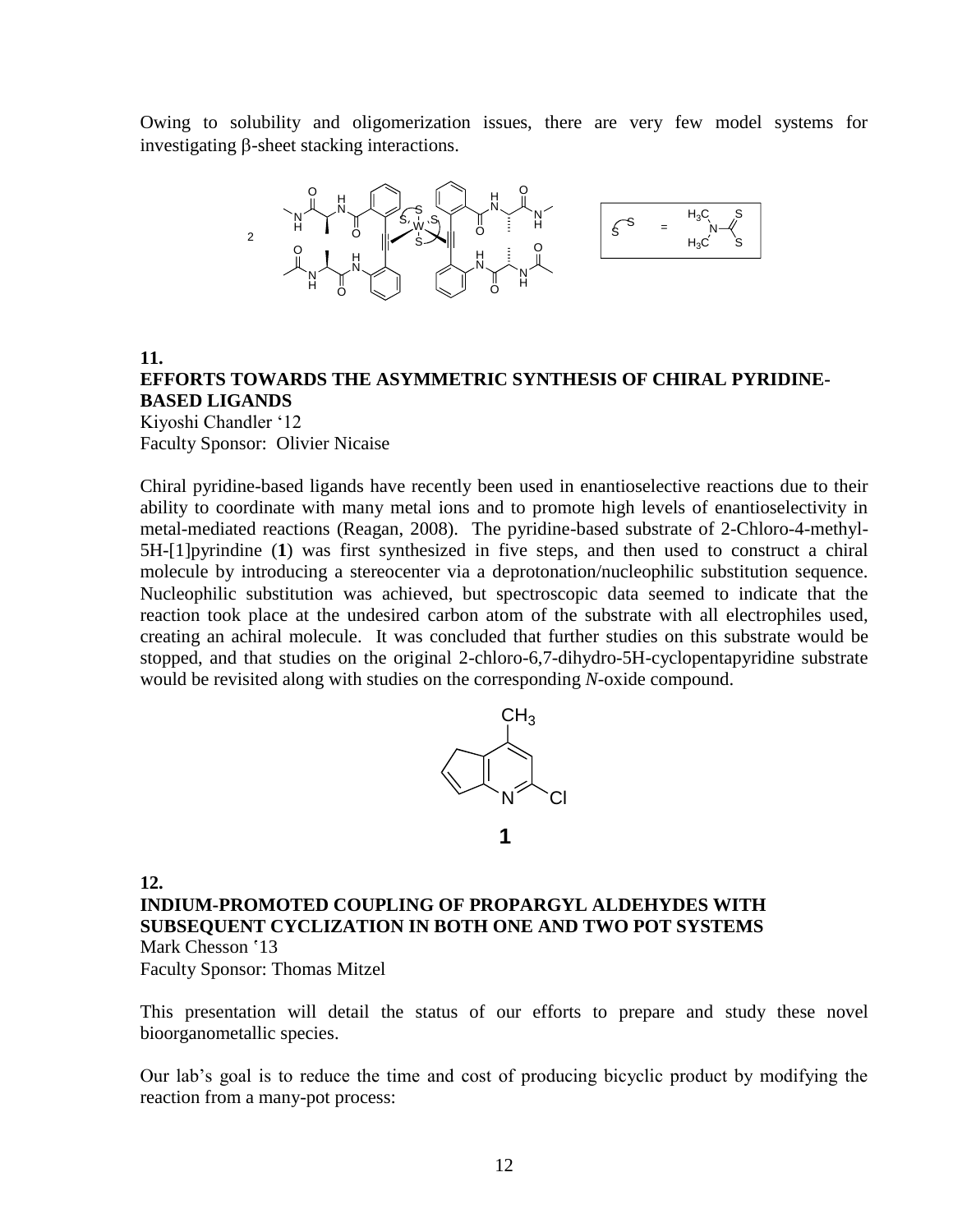Owing to solubility and oligomerization issues, there are very few model systems for investigating β-sheet stacking interactions.

**11.**
**EFFORTS TOWARDS THE ASYMMETRIC SYNTHESIS OF CHIRAL PYRIDINE-BASED LIGANDS**
Kiyoshi Chandler '12
Faculty Sponsor: Olivier Nicaise

Chiral pyridine-based ligands have recently been used in enantioselective reactions due to their ability to coordinate with many metal ions and to promote high levels of enantioselectivity in metal-mediated reactions (Reagan, 2008). The pyridine-based substrate of 2-Chloro-4-methyl-5H-[1]pyrindine (**1**) was first synthesized in five steps, and then used to construct a chiral molecule by introducing a stereocenter via a deprotonation/nucleophilic substitution sequence. Nucleophilic substitution was achieved, but spectroscopic data seemed to indicate that the reaction took place at the undesired carbon atom of the substrate with all electrophiles used, creating an achiral molecule. It was concluded that further studies on this substrate would be stopped, and that studies on the original 2-chloro-6,7-dihydro-5H-cyclopentapyridine substrate would be revisited along with studies on the corresponding *N*-oxide compound.

**12.**
**INDIUM-PROMOTED COUPLING OF PROPARGYL ALDEHYDES WITH SUBSEQUENT CYCLIZATION IN BOTH ONE AND TWO POT SYSTEMS**
Mark Chesson '13
Faculty Sponsor: Thomas Mitzel

This presentation will detail the status of our efforts to prepare and study these novel bioorganometallic species.

Our lab's goal is to reduce the time and cost of producing bicyclic product by modifying the reaction from a many-pot process: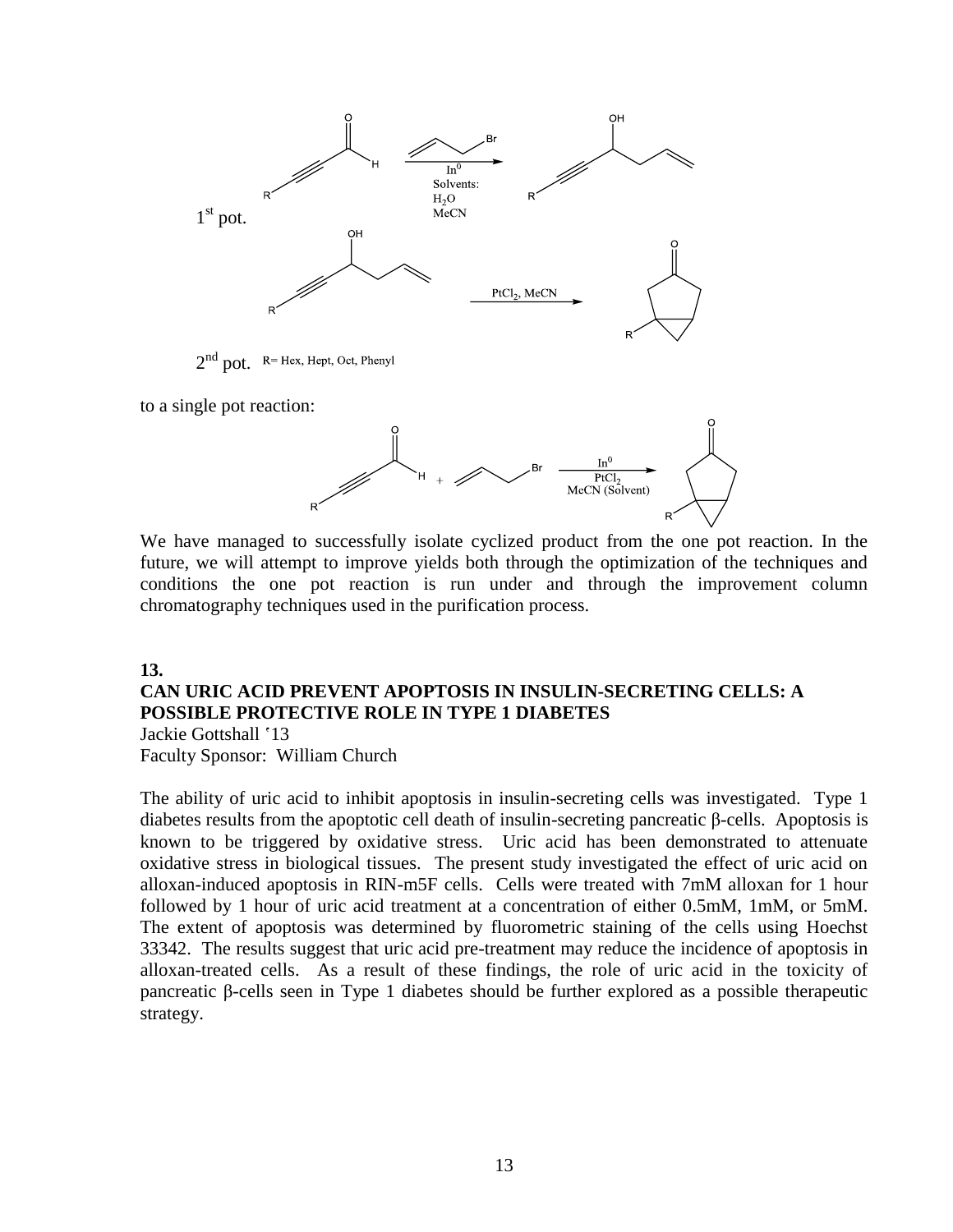1st pot.

2nd pot. R= Hex, Hept, Oct, Phenyl

to a single pot reaction:

We have managed to successfully isolate cyclized product from the one pot reaction. In the future, we will attempt to improve yields both through the optimization of the techniques and conditions the one pot reaction is run under and through the improvement column chromatography techniques used in the purification process.

## 13.

## CAN URIC ACID PREVENT APOPTOSIS IN INSULIN-SECRETING CELLS: A POSSIBLE PROTECTIVE ROLE IN TYPE 1 DIABETES

Jackie Gottshall '13
Faculty Sponsor: William Church

The ability of uric acid to inhibit apoptosis in insulin-secreting cells was investigated. Type 1 diabetes results from the apoptotic cell death of insulin-secreting pancreatic β-cells. Apoptosis is known to be triggered by oxidative stress. Uric acid has been demonstrated to attenuate oxidative stress in biological tissues. The present study investigated the effect of uric acid on alloxan-induced apoptosis in RIN-m5F cells. Cells were treated with 7mM alloxan for 1 hour followed by 1 hour of uric acid treatment at a concentration of either 0.5mM, 1mM, or 5mM. The extent of apoptosis was determined by fluorometric staining of the cells using Hoechst 33342. The results suggest that uric acid pre-treatment may reduce the incidence of apoptosis in alloxan-treated cells. As a result of these findings, the role of uric acid in the toxicity of pancreatic β-cells seen in Type 1 diabetes should be further explored as a possible therapeutic strategy.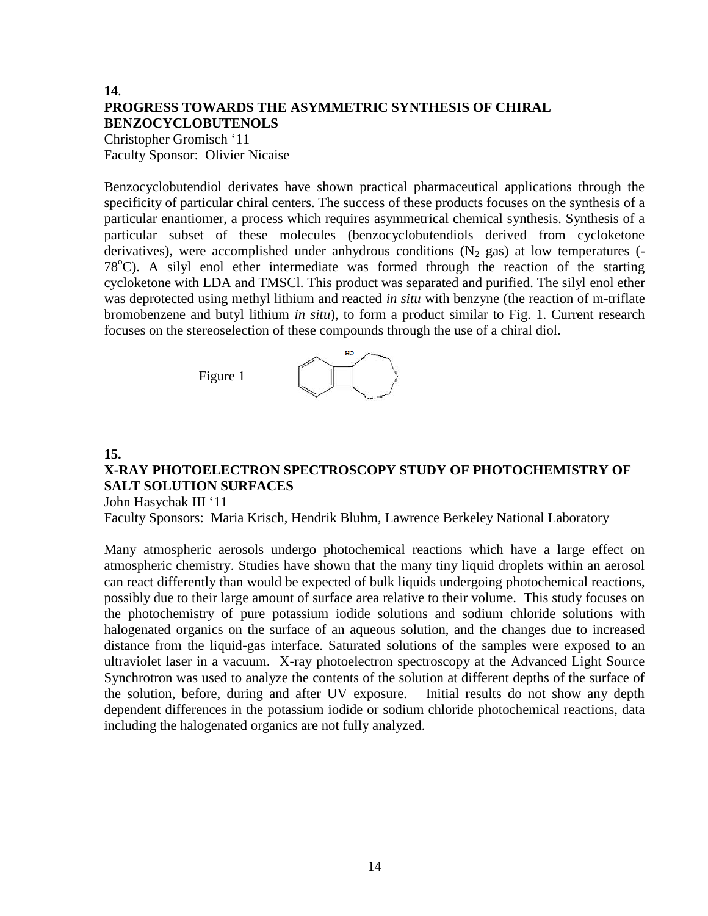**14**.

**PROGRESS TOWARDS THE ASYMMETRIC SYNTHESIS OF CHIRAL BENZOCYCLOBUTENOLS**

Christopher Gromisch '11

Faculty Sponsor: Olivier Nicaise

Benzocyclobutendiol derivates have shown practical pharmaceutical applications through the specificity of particular chiral centers. The success of these products focuses on the synthesis of a particular enantiomer, a process which requires asymmetrical chemical synthesis. Synthesis of a particular subset of these molecules (benzocyclobutendiols derived from cycloketone derivatives), were accomplished under anhydrous conditions ($N_2$ gas) at low temperatures (-78$^{o}$C). A silyl enol ether intermediate was formed through the reaction of the starting cycloketone with LDA and TMSCl. This product was separated and purified. The silyl enol ether was deprotected using methyl lithium and reacted *in situ* with benzyne (the reaction of m-triflate bromobenzene and butyl lithium *in situ*), to form a product similar to Fig. 1. Current research focuses on the stereoselection of these compounds through the use of a chiral diol.

Figure 1

**15.**

**X-RAY PHOTOELECTRON SPECTROSCOPY STUDY OF PHOTOCHEMISTRY OF SALT SOLUTION SURFACES**

John Hasychak III '11

Faculty Sponsors: Maria Krisch, Hendrik Bluhm, Lawrence Berkeley National Laboratory

Many atmospheric aerosols undergo photochemical reactions which have a large effect on atmospheric chemistry. Studies have shown that the many tiny liquid droplets within an aerosol can react differently than would be expected of bulk liquids undergoing photochemical reactions, possibly due to their large amount of surface area relative to their volume. This study focuses on the photochemistry of pure potassium iodide solutions and sodium chloride solutions with halogenated organics on the surface of an aqueous solution, and the changes due to increased distance from the liquid-gas interface. Saturated solutions of the samples were exposed to an ultraviolet laser in a vacuum. X-ray photoelectron spectroscopy at the Advanced Light Source Synchrotron was used to analyze the contents of the solution at different depths of the surface of the solution, before, during and after UV exposure. Initial results do not show any depth dependent differences in the potassium iodide or sodium chloride photochemical reactions, data including the halogenated organics are not fully analyzed.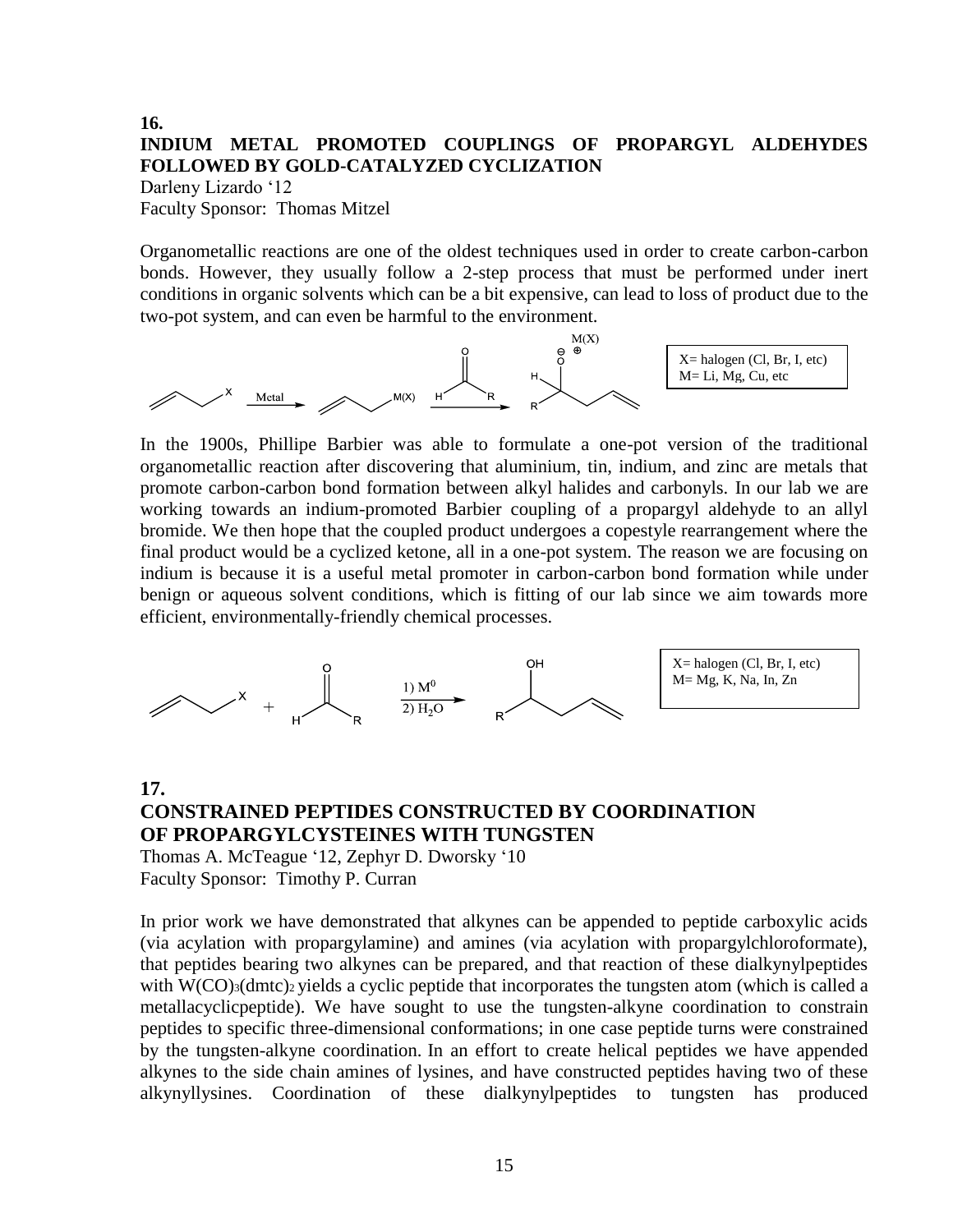**16.**

## INDIUM METAL PROMOTED COUPLINGS OF PROPARGYL ALDEHYDES FOLLOWED BY GOLD-CATALYZED CYCLIZATION

Darleny Lizardo '12
Faculty Sponsor: Thomas Mitzel

Organometallic reactions are one of the oldest techniques used in order to create carbon-carbon bonds. However, they usually follow a 2-step process that must be performed under inert conditions in organic solvents which can be a bit expensive, can lead to loss of product due to the two-pot system, and can even be harmful to the environment.

X= halogen (Cl, Br, I, etc)
M= Li, Mg, Cu, etc

In the 1900s, Phillipe Barbier was able to formulate a one-pot version of the traditional organometallic reaction after discovering that aluminium, tin, indium, and zinc are metals that promote carbon-carbon bond formation between alkyl halides and carbonyls. In our lab we are working towards an indium-promoted Barbier coupling of a propargyl aldehyde to an allyl bromide. We then hope that the coupled product undergoes a copestyle rearrangement where the final product would be a cyclized ketone, all in a one-pot system. The reason we are focusing on indium is because it is a useful metal promoter in carbon-carbon bond formation while under benign or aqueous solvent conditions, which is fitting of our lab since we aim towards more efficient, environmentally-friendly chemical processes.

1) $M^0$
2) $H_2O$

X= halogen (Cl, Br, I, etc)
M= Mg, K, Na, In, Zn

**17.**

## CONSTRAINED PEPTIDES CONSTRUCTED BY COORDINATION OF PROPARGYLCYSTEINES WITH TUNGSTEN

Thomas A. McTeague '12, Zephyr D. Dworsky '10
Faculty Sponsor: Timothy P. Curran

In prior work we have demonstrated that alkynes can be appended to peptide carboxylic acids (via acylation with propargylamine) and amines (via acylation with propargylchloroformate), that peptides bearing two alkynes can be prepared, and that reaction of these dialkynylpeptides with $W(CO)_3(dmtc)_2$ yields a cyclic peptide that incorporates the tungsten atom (which is called a metallacyclicpeptide). We have sought to use the tungsten-alkyne coordination to constrain peptides to specific three-dimensional conformations; in one case peptide turns were constrained by the tungsten-alkyne coordination. In an effort to create helical peptides we have appended alkynes to the side chain amines of lysines, and have constructed peptides having two of these alkynyllysines. Coordination of these dialkynylpeptides to tungsten has produced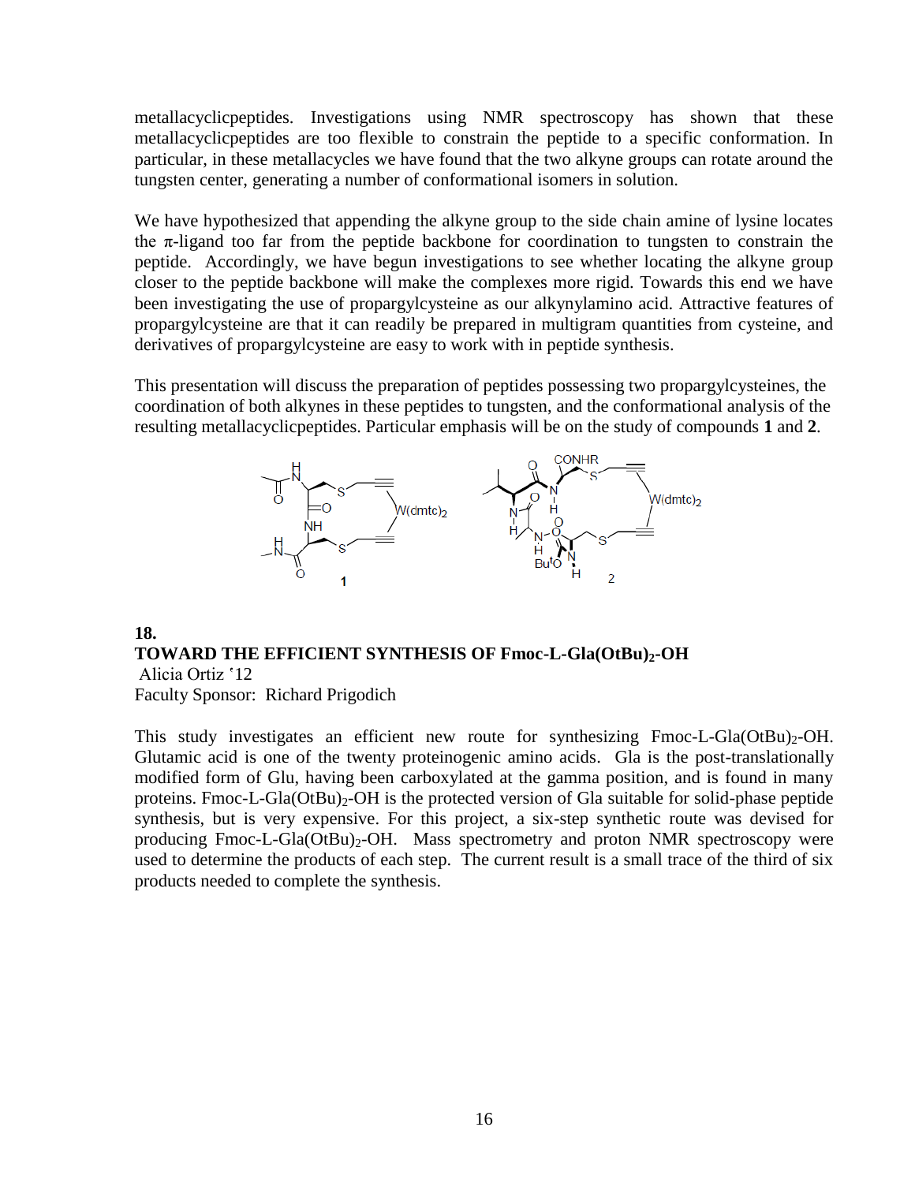metallacyclicpeptides. Investigations using NMR spectroscopy has shown that these metallacyclicpeptides are too flexible to constrain the peptide to a specific conformation. In particular, in these metallacycles we have found that the two alkyne groups can rotate around the tungsten center, generating a number of conformational isomers in solution.

We have hypothesized that appending the alkyne group to the side chain amine of lysine locates the π-ligand too far from the peptide backbone for coordination to tungsten to constrain the peptide. Accordingly, we have begun investigations to see whether locating the alkyne group closer to the peptide backbone will make the complexes more rigid. Towards this end we have been investigating the use of propargylcysteine as our alkynylamino acid. Attractive features of propargylcysteine are that it can readily be prepared in multigram quantities from cysteine, and derivatives of propargylcysteine are easy to work with in peptide synthesis.

This presentation will discuss the preparation of peptides possessing two propargylcysteines, the coordination of both alkynes in these peptides to tungsten, and the conformational analysis of the resulting metallacyclicpeptides. Particular emphasis will be on the study of compounds **1** and **2**.

**18.**

**TOWARD THE EFFICIENT SYNTHESIS OF Fmoc-L-Gla(OtBu)$_2$-OH**

Alicia Ortiz '12

Faculty Sponsor: Richard Prigodich

This study investigates an efficient new route for synthesizing Fmoc-L-Gla(OtBu)$_2$-OH. Glutamic acid is one of the twenty proteinogenic amino acids. Gla is the post-translationally modified form of Glu, having been carboxylated at the gamma position, and is found in many proteins. Fmoc-L-Gla(OtBu)$_2$-OH is the protected version of Gla suitable for solid-phase peptide synthesis, but is very expensive. For this project, a six-step synthetic route was devised for producing Fmoc-L-Gla(OtBu)$_2$-OH. Mass spectrometry and proton NMR spectroscopy were used to determine the products of each step. The current result is a small trace of the third of six products needed to complete the synthesis.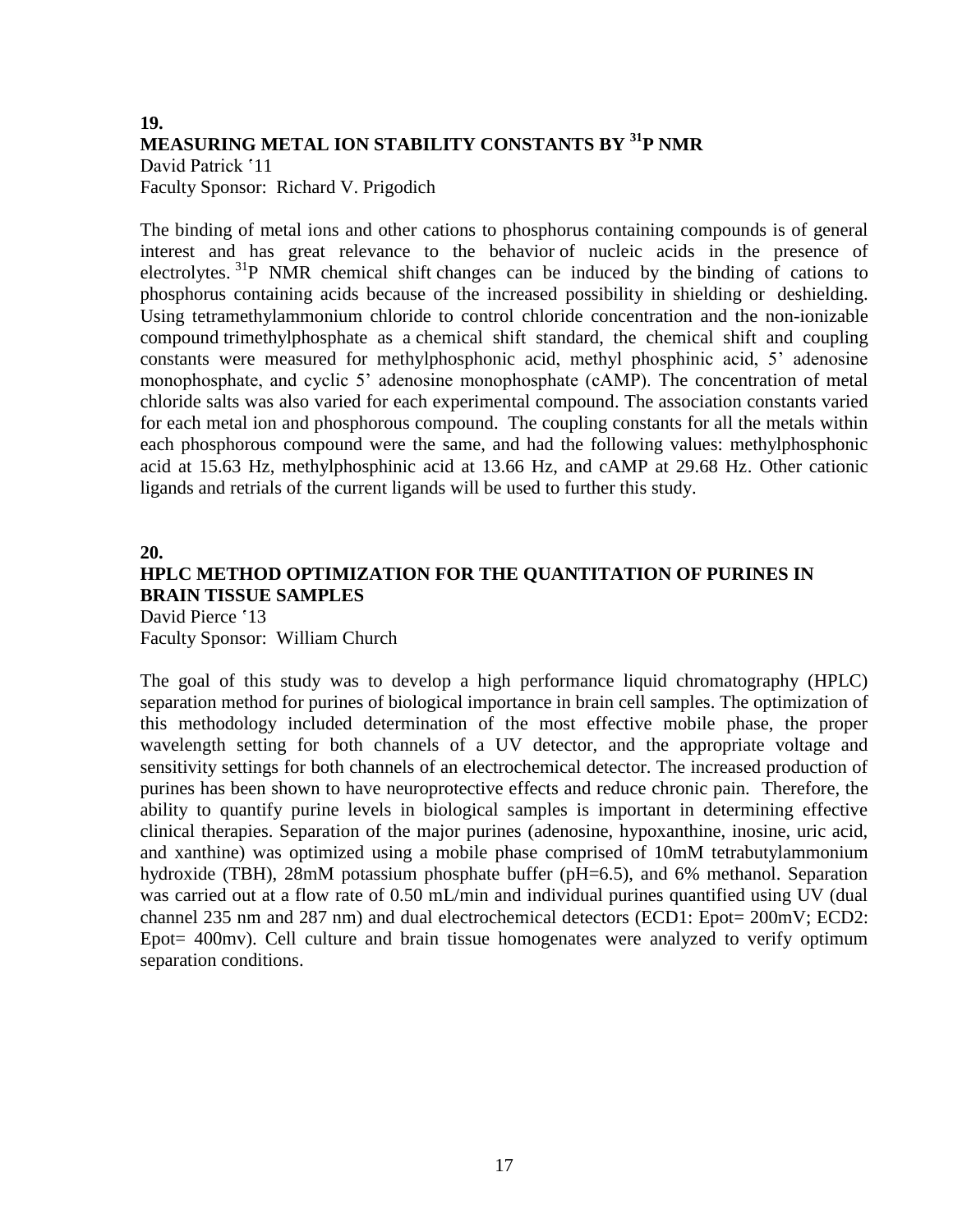## 19.

## MEASURING METAL ION STABILITY CONSTANTS BY $^{31}$P NMR

David Patrick '11
Faculty Sponsor: Richard V. Prigodich

The binding of metal ions and other cations to phosphorus containing compounds is of general interest and has great relevance to the behavior of nucleic acids in the presence of electrolytes. $^{31}$P NMR chemical shift changes can be induced by the binding of cations to phosphorus containing acids because of the increased possibility in shielding or deshielding. Using tetramethylammonium chloride to control chloride concentration and the non-ionizable compound trimethylphosphate as a chemical shift standard, the chemical shift and coupling constants were measured for methylphosphonic acid, methyl phosphinic acid, 5' adenosine monophosphate, and cyclic 5' adenosine monophosphate (cAMP). The concentration of metal chloride salts was also varied for each experimental compound. The association constants varied for each metal ion and phosphorous compound. The coupling constants for all the metals within each phosphorous compound were the same, and had the following values: methylphosphonic acid at 15.63 Hz, methylphosphinic acid at 13.66 Hz, and cAMP at 29.68 Hz. Other cationic ligands and retrials of the current ligands will be used to further this study.

## 20.

## HPLC METHOD OPTIMIZATION FOR THE QUANTITATION OF PURINES IN BRAIN TISSUE SAMPLES

David Pierce '13
Faculty Sponsor: William Church

The goal of this study was to develop a high performance liquid chromatography (HPLC) separation method for purines of biological importance in brain cell samples. The optimization of this methodology included determination of the most effective mobile phase, the proper wavelength setting for both channels of a UV detector, and the appropriate voltage and sensitivity settings for both channels of an electrochemical detector. The increased production of purines has been shown to have neuroprotective effects and reduce chronic pain. Therefore, the ability to quantify purine levels in biological samples is important in determining effective clinical therapies. Separation of the major purines (adenosine, hypoxanthine, inosine, uric acid, and xanthine) was optimized using a mobile phase comprised of 10mM tetrabutylammonium hydroxide (TBH), 28mM potassium phosphate buffer (pH=6.5), and 6% methanol. Separation was carried out at a flow rate of 0.50 mL/min and individual purines quantified using UV (dual channel 235 nm and 287 nm) and dual electrochemical detectors (ECD1: Epot= 200mV; ECD2: Epot= 400mv). Cell culture and brain tissue homogenates were analyzed to verify optimum separation conditions.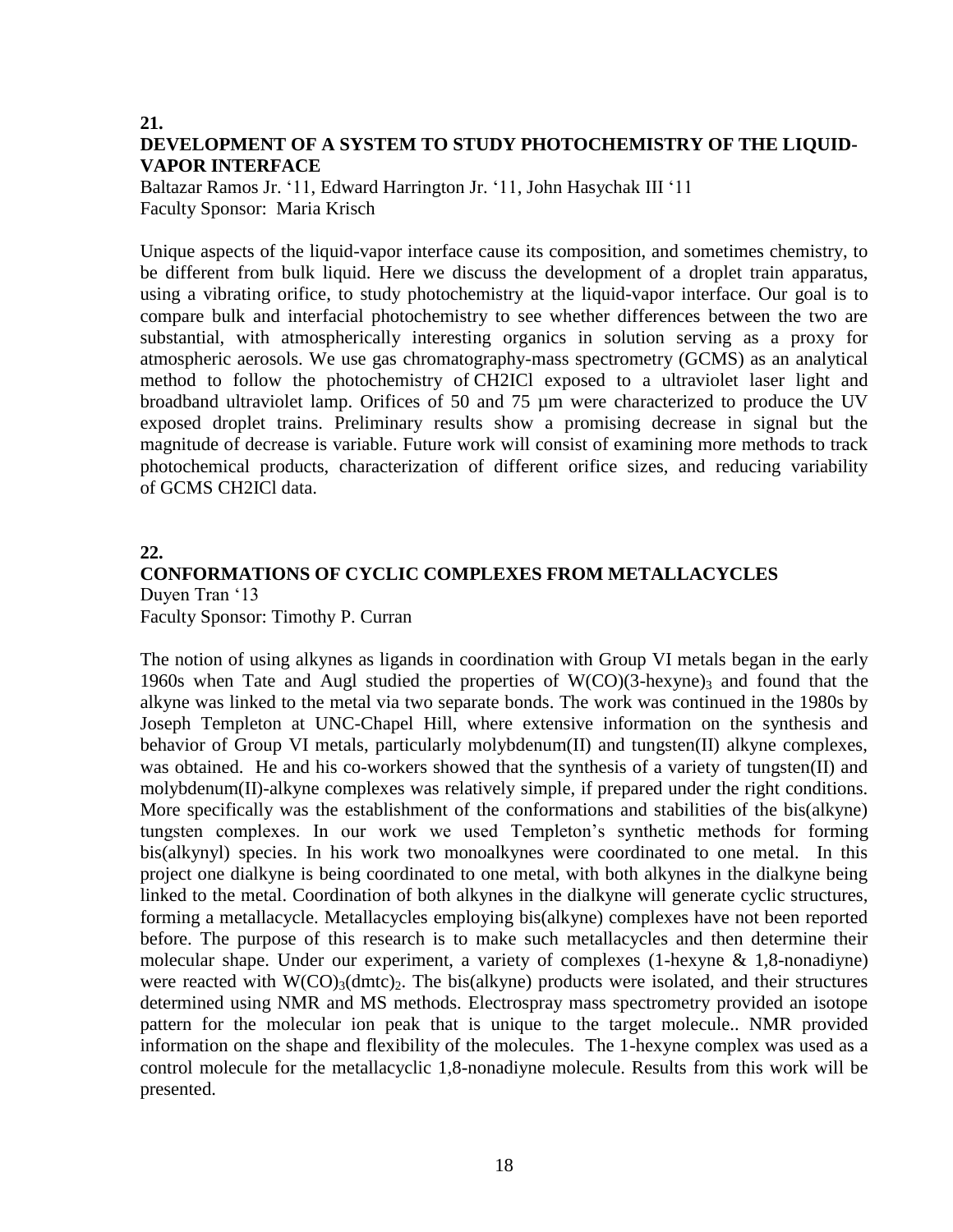## 21.

### DEVELOPMENT OF A SYSTEM TO STUDY PHOTOCHEMISTRY OF THE LIQUID-VAPOR INTERFACE

Baltazar Ramos Jr. '11, Edward Harrington Jr. '11, John Hasychak III '11
Faculty Sponsor: Maria Krisch

Unique aspects of the liquid-vapor interface cause its composition, and sometimes chemistry, to be different from bulk liquid. Here we discuss the development of a droplet train apparatus, using a vibrating orifice, to study photochemistry at the liquid-vapor interface. Our goal is to compare bulk and interfacial photochemistry to see whether differences between the two are substantial, with atmospherically interesting organics in solution serving as a proxy for atmospheric aerosols. We use gas chromatography-mass spectrometry (GCMS) as an analytical method to follow the photochemistry of CH2ICl exposed to a ultraviolet laser light and broadband ultraviolet lamp. Orifices of 50 and 75 µm were characterized to produce the UV exposed droplet trains. Preliminary results show a promising decrease in signal but the magnitude of decrease is variable. Future work will consist of examining more methods to track photochemical products, characterization of different orifice sizes, and reducing variability of GCMS CH2ICl data.

## 22.

### CONFORMATIONS OF CYCLIC COMPLEXES FROM METALLACYCLES

Duyen Tran '13
Faculty Sponsor: Timothy P. Curran

The notion of using alkynes as ligands in coordination with Group VI metals began in the early 1960s when Tate and Augl studied the properties of $W(CO)(3\text{-hexyne})_3$ and found that the alkyne was linked to the metal via two separate bonds. The work was continued in the 1980s by Joseph Templeton at UNC-Chapel Hill, where extensive information on the synthesis and behavior of Group VI metals, particularly molybdenum(II) and tungsten(II) alkyne complexes, was obtained. He and his co-workers showed that the synthesis of a variety of tungsten(II) and molybdenum(II)-alkyne complexes was relatively simple, if prepared under the right conditions. More specifically was the establishment of the conformations and stabilities of the bis(alkyne) tungsten complexes. In our work we used Templeton's synthetic methods for forming bis(alkynyl) species. In his work two monoalkynes were coordinated to one metal. In this project one dialkyne is being coordinated to one metal, with both alkynes in the dialkyne being linked to the metal. Coordination of both alkynes in the dialkyne will generate cyclic structures, forming a metallacycle. Metallacycles employing bis(alkyne) complexes have not been reported before. The purpose of this research is to make such metallacycles and then determine their molecular shape. Under our experiment, a variety of complexes (1-hexyne & 1,8-nonadiyne) were reacted with $W(CO)_3(dmtc)_2$. The bis(alkyne) products were isolated, and their structures determined using NMR and MS methods. Electrospray mass spectrometry provided an isotope pattern for the molecular ion peak that is unique to the target molecule.. NMR provided information on the shape and flexibility of the molecules. The 1-hexyne complex was used as a control molecule for the metallacyclic 1,8-nonadiyne molecule. Results from this work will be presented.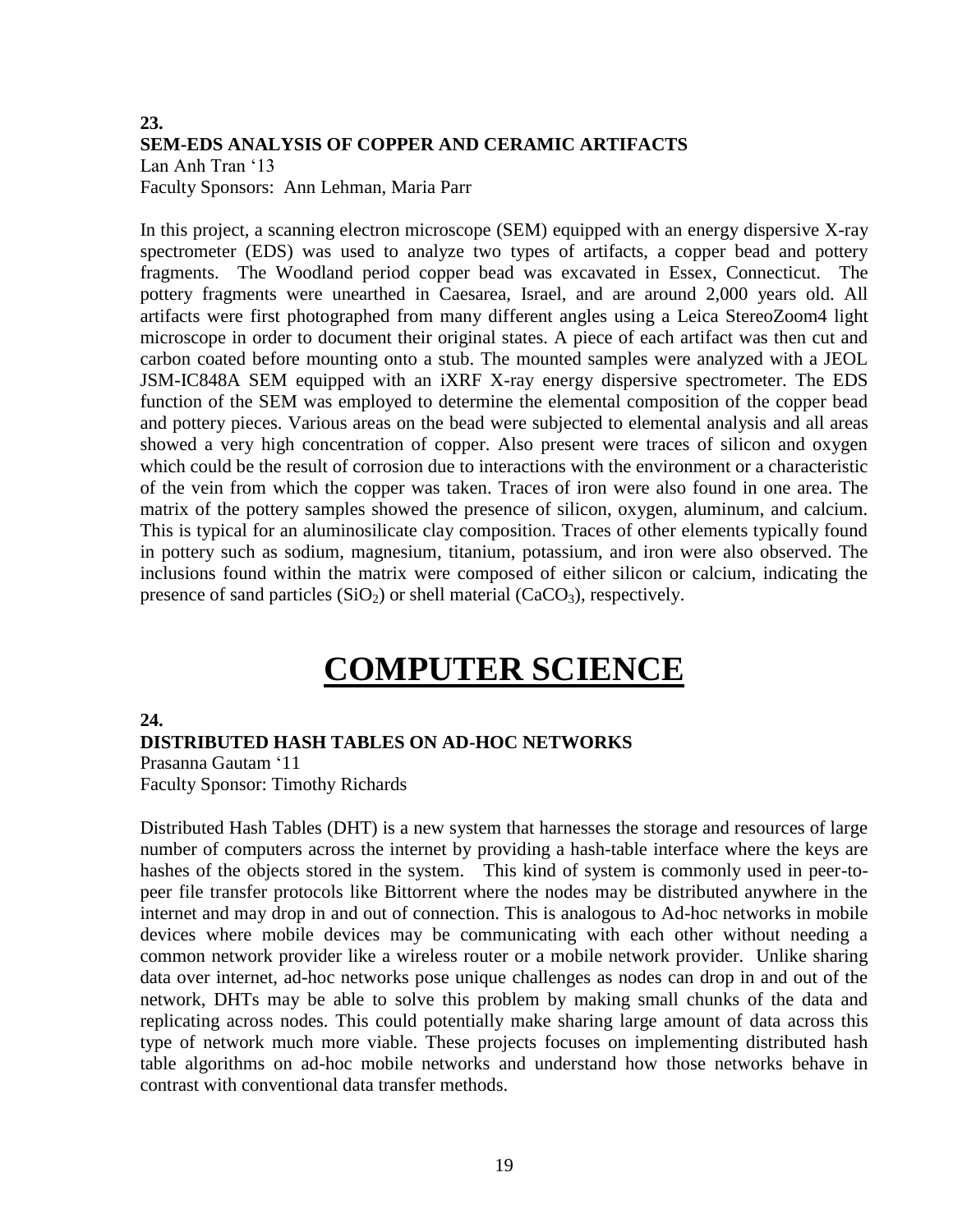**23.**
**SEM-EDS ANALYSIS OF COPPER AND CERAMIC ARTIFACTS**
Lan Anh Tran '13
Faculty Sponsors: Ann Lehman, Maria Parr

In this project, a scanning electron microscope (SEM) equipped with an energy dispersive X-ray spectrometer (EDS) was used to analyze two types of artifacts, a copper bead and pottery fragments. The Woodland period copper bead was excavated in Essex, Connecticut. The pottery fragments were unearthed in Caesarea, Israel, and are around 2,000 years old. All artifacts were first photographed from many different angles using a Leica StereoZoom4 light microscope in order to document their original states. A piece of each artifact was then cut and carbon coated before mounting onto a stub. The mounted samples were analyzed with a JEOL JSM-IC848A SEM equipped with an iXRF X-ray energy dispersive spectrometer. The EDS function of the SEM was employed to determine the elemental composition of the copper bead and pottery pieces. Various areas on the bead were subjected to elemental analysis and all areas showed a very high concentration of copper. Also present were traces of silicon and oxygen which could be the result of corrosion due to interactions with the environment or a characteristic of the vein from which the copper was taken. Traces of iron were also found in one area. The matrix of the pottery samples showed the presence of silicon, oxygen, aluminum, and calcium. This is typical for an aluminosilicate clay composition. Traces of other elements typically found in pottery such as sodium, magnesium, titanium, potassium, and iron were also observed. The inclusions found within the matrix were composed of either silicon or calcium, indicating the presence of sand particles ($SiO_2$) or shell material ($CaCO_3$), respectively.

# COMPUTER SCIENCE

**24.**
**DISTRIBUTED HASH TABLES ON AD-HOC NETWORKS**
Prasanna Gautam '11
Faculty Sponsor: Timothy Richards

Distributed Hash Tables (DHT) is a new system that harnesses the storage and resources of large number of computers across the internet by providing a hash-table interface where the keys are hashes of the objects stored in the system. This kind of system is commonly used in peer-to-peer file transfer protocols like Bittorrent where the nodes may be distributed anywhere in the internet and may drop in and out of connection. This is analogous to Ad-hoc networks in mobile devices where mobile devices may be communicating with each other without needing a common network provider like a wireless router or a mobile network provider. Unlike sharing data over internet, ad-hoc networks pose unique challenges as nodes can drop in and out of the network, DHTs may be able to solve this problem by making small chunks of the data and replicating across nodes. This could potentially make sharing large amount of data across this type of network much more viable. These projects focuses on implementing distributed hash table algorithms on ad-hoc mobile networks and understand how those networks behave in contrast with conventional data transfer methods.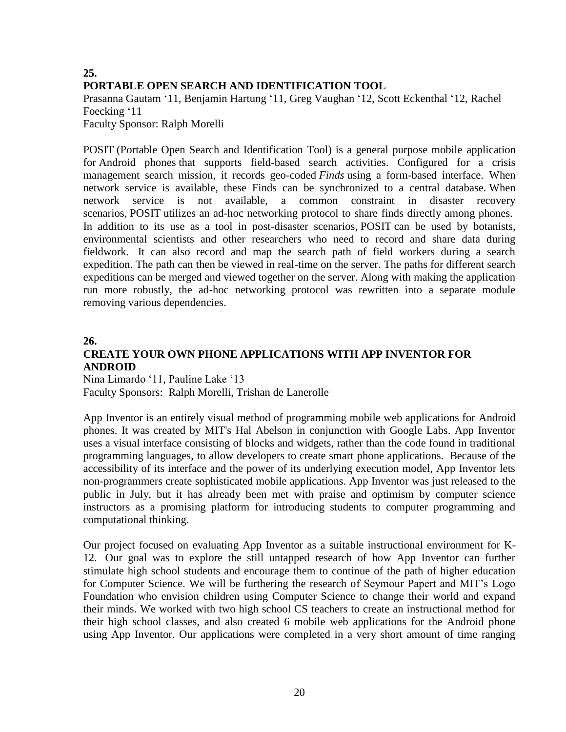**25.**

**PORTABLE OPEN SEARCH AND IDENTIFICATION TOOL**

Prasanna Gautam '11, Benjamin Hartung '11, Greg Vaughan '12, Scott Eckenthal '12, Rachel Foecking '11
Faculty Sponsor: Ralph Morelli

POSIT (Portable Open Search and Identification Tool) is a general purpose mobile application for Android phones that supports field-based search activities. Configured for a crisis management search mission, it records geo-coded *Finds* using a form-based interface. When network service is available, these Finds can be synchronized to a central database. When network service is not available, a common constraint in disaster recovery scenarios, POSIT utilizes an ad-hoc networking protocol to share finds directly among phones. In addition to its use as a tool in post-disaster scenarios, POSIT can be used by botanists, environmental scientists and other researchers who need to record and share data during fieldwork. It can also record and map the search path of field workers during a search expedition. The path can then be viewed in real-time on the server. The paths for different search expeditions can be merged and viewed together on the server. Along with making the application run more robustly, the ad-hoc networking protocol was rewritten into a separate module removing various dependencies.

**26.**

**CREATE YOUR OWN PHONE APPLICATIONS WITH APP INVENTOR FOR ANDROID**

Nina Limardo '11, Pauline Lake '13
Faculty Sponsors: Ralph Morelli, Trishan de Lanerolle

App Inventor is an entirely visual method of programming mobile web applications for Android phones. It was created by MIT's Hal Abelson in conjunction with Google Labs. App Inventor uses a visual interface consisting of blocks and widgets, rather than the code found in traditional programming languages, to allow developers to create smart phone applications. Because of the accessibility of its interface and the power of its underlying execution model, App Inventor lets non-programmers create sophisticated mobile applications. App Inventor was just released to the public in July, but it has already been met with praise and optimism by computer science instructors as a promising platform for introducing students to computer programming and computational thinking.

Our project focused on evaluating App Inventor as a suitable instructional environment for K-12. Our goal was to explore the still untapped research of how App Inventor can further stimulate high school students and encourage them to continue of the path of higher education for Computer Science. We will be furthering the research of Seymour Papert and MIT's Logo Foundation who envision children using Computer Science to change their world and expand their minds. We worked with two high school CS teachers to create an instructional method for their high school classes, and also created 6 mobile web applications for the Android phone using App Inventor. Our applications were completed in a very short amount of time ranging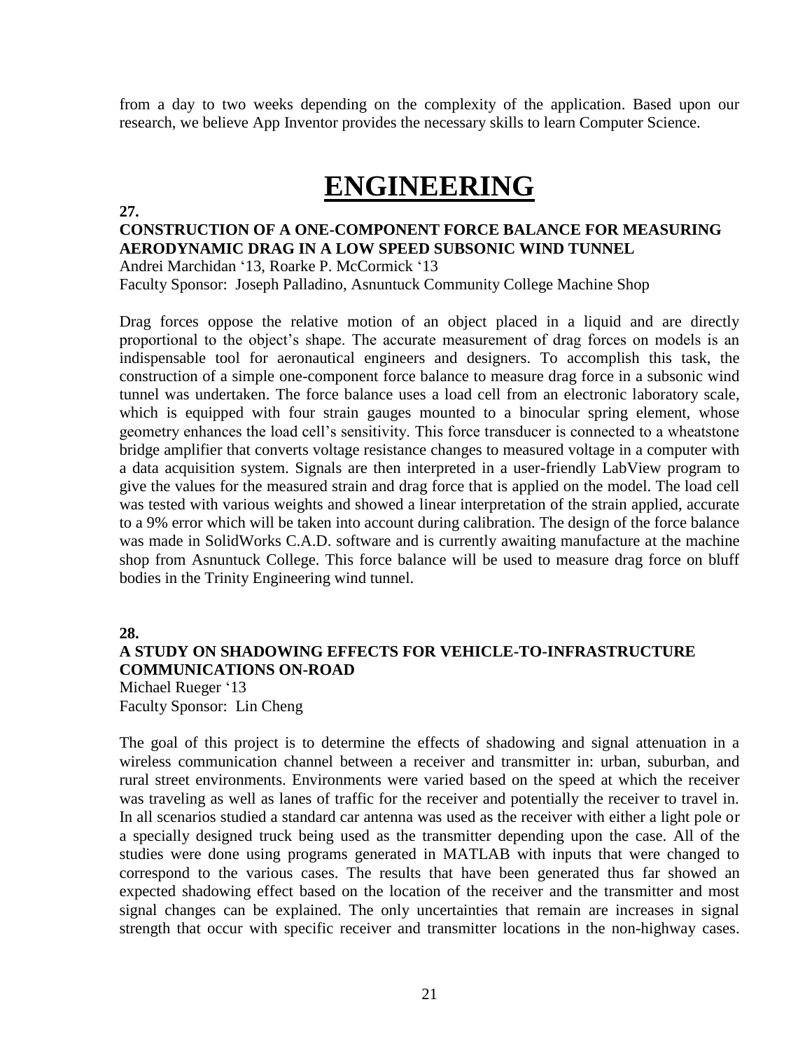from a day to two weeks depending on the complexity of the application. Based upon our research, we believe App Inventor provides the necessary skills to learn Computer Science.

# ENGINEERING

**27.**

### CONSTRUCTION OF A ONE-COMPONENT FORCE BALANCE FOR MEASURING AERODYNAMIC DRAG IN A LOW SPEED SUBSONIC WIND TUNNEL

Andrei Marchidan '13, Roarke P. McCormick '13

Faculty Sponsor: Joseph Palladino, Asnuntuck Community College Machine Shop

Drag forces oppose the relative motion of an object placed in a liquid and are directly proportional to the object's shape. The accurate measurement of drag forces on models is an indispensable tool for aeronautical engineers and designers. To accomplish this task, the construction of a simple one-component force balance to measure drag force in a subsonic wind tunnel was undertaken. The force balance uses a load cell from an electronic laboratory scale, which is equipped with four strain gauges mounted to a binocular spring element, whose geometry enhances the load cell's sensitivity. This force transducer is connected to a wheatstone bridge amplifier that converts voltage resistance changes to measured voltage in a computer with a data acquisition system. Signals are then interpreted in a user-friendly LabView program to give the values for the measured strain and drag force that is applied on the model. The load cell was tested with various weights and showed a linear interpretation of the strain applied, accurate to a 9% error which will be taken into account during calibration. The design of the force balance was made in SolidWorks C.A.D. software and is currently awaiting manufacture at the machine shop from Asnuntuck College. This force balance will be used to measure drag force on bluff bodies in the Trinity Engineering wind tunnel.

**28.**

### A STUDY ON SHADOWING EFFECTS FOR VEHICLE-TO-INFRASTRUCTURE COMMUNICATIONS ON-ROAD

Michael Rueger '13

Faculty Sponsor: Lin Cheng

The goal of this project is to determine the effects of shadowing and signal attenuation in a wireless communication channel between a receiver and transmitter in: urban, suburban, and rural street environments. Environments were varied based on the speed at which the receiver was traveling as well as lanes of traffic for the receiver and potentially the receiver to travel in. In all scenarios studied a standard car antenna was used as the receiver with either a light pole or a specially designed truck being used as the transmitter depending upon the case. All of the studies were done using programs generated in MATLAB with inputs that were changed to correspond to the various cases. The results that have been generated thus far showed an expected shadowing effect based on the location of the receiver and the transmitter and most signal changes can be explained. The only uncertainties that remain are increases in signal strength that occur with specific receiver and transmitter locations in the non-highway cases.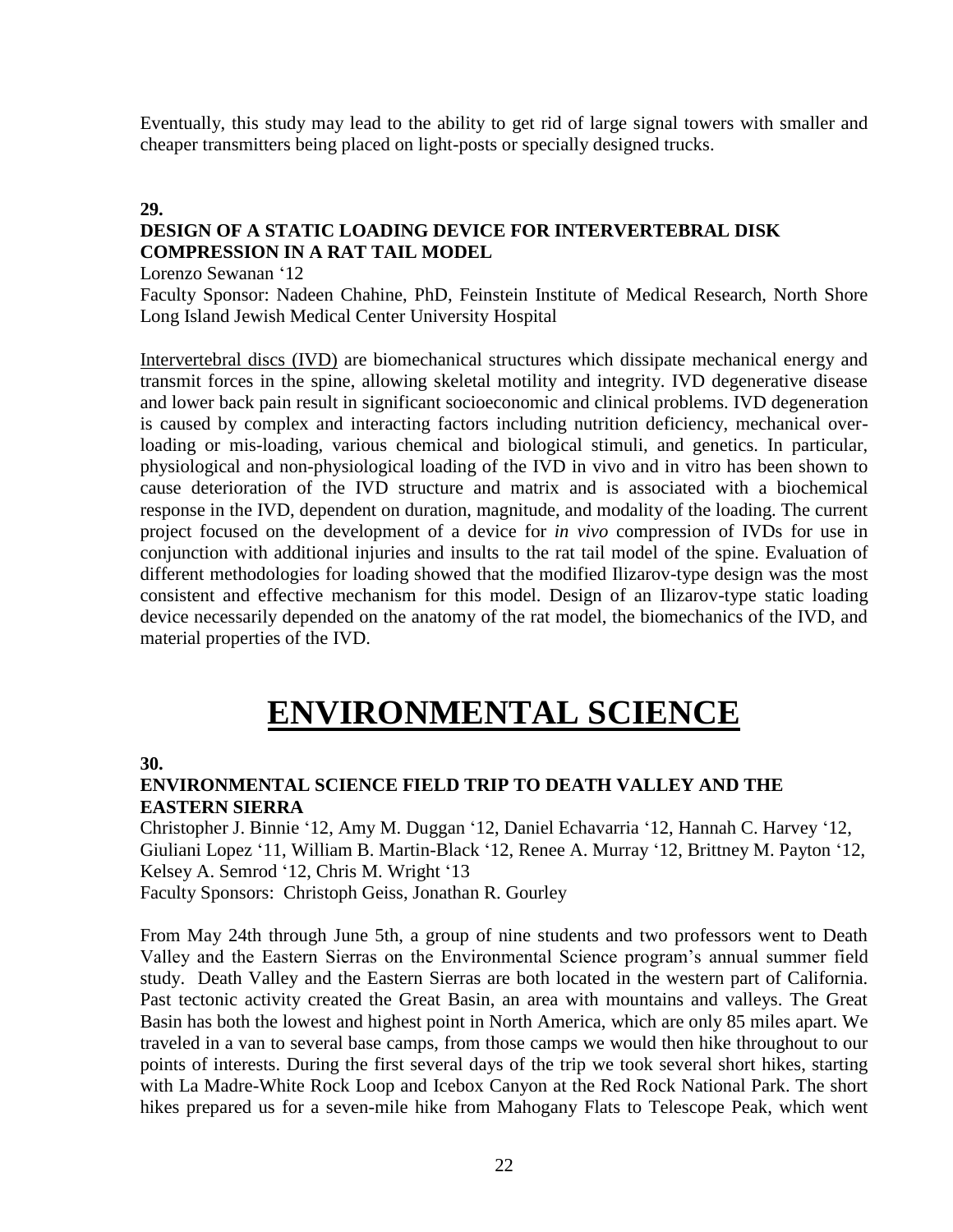Eventually, this study may lead to the ability to get rid of large signal towers with smaller and cheaper transmitters being placed on light-posts or specially designed trucks.

**29.**

### DESIGN OF A STATIC LOADING DEVICE FOR INTERVERTEBRAL DISK COMPRESSION IN A RAT TAIL MODEL

Lorenzo Sewanan '12

Faculty Sponsor: Nadeen Chahine, PhD, Feinstein Institute of Medical Research, North Shore Long Island Jewish Medical Center University Hospital

Intervertebral discs (IVD) are biomechanical structures which dissipate mechanical energy and transmit forces in the spine, allowing skeletal motility and integrity. IVD degenerative disease and lower back pain result in significant socioeconomic and clinical problems. IVD degeneration is caused by complex and interacting factors including nutrition deficiency, mechanical over-loading or mis-loading, various chemical and biological stimuli, and genetics. In particular, physiological and non-physiological loading of the IVD in vivo and in vitro has been shown to cause deterioration of the IVD structure and matrix and is associated with a biochemical response in the IVD, dependent on duration, magnitude, and modality of the loading. The current project focused on the development of a device for *in vivo* compression of IVDs for use in conjunction with additional injuries and insults to the rat tail model of the spine. Evaluation of different methodologies for loading showed that the modified Ilizarov-type design was the most consistent and effective mechanism for this model. Design of an Ilizarov-type static loading device necessarily depended on the anatomy of the rat model, the biomechanics of the IVD, and material properties of the IVD.

# ENVIRONMENTAL SCIENCE

**30.**

### ENVIRONMENTAL SCIENCE FIELD TRIP TO DEATH VALLEY AND THE EASTERN SIERRA

Christopher J. Binnie '12, Amy M. Duggan '12, Daniel Echavarria '12, Hannah C. Harvey '12, Giuliani Lopez '11, William B. Martin-Black '12, Renee A. Murray '12, Brittney M. Payton '12, Kelsey A. Semrod '12, Chris M. Wright '13

Faculty Sponsors: Christoph Geiss, Jonathan R. Gourley

From May 24th through June 5th, a group of nine students and two professors went to Death Valley and the Eastern Sierras on the Environmental Science program's annual summer field study. Death Valley and the Eastern Sierras are both located in the western part of California. Past tectonic activity created the Great Basin, an area with mountains and valleys. The Great Basin has both the lowest and highest point in North America, which are only 85 miles apart. We traveled in a van to several base camps, from those camps we would then hike throughout to our points of interests. During the first several days of the trip we took several short hikes, starting with La Madre-White Rock Loop and Icebox Canyon at the Red Rock National Park. The short hikes prepared us for a seven-mile hike from Mahogany Flats to Telescope Peak, which went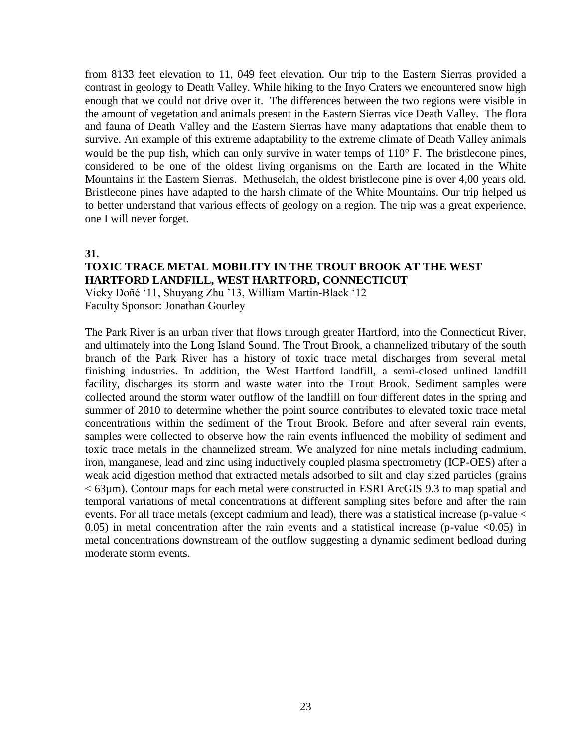from 8133 feet elevation to 11, 049 feet elevation. Our trip to the Eastern Sierras provided a contrast in geology to Death Valley. While hiking to the Inyo Craters we encountered snow high enough that we could not drive over it. The differences between the two regions were visible in the amount of vegetation and animals present in the Eastern Sierras vice Death Valley. The flora and fauna of Death Valley and the Eastern Sierras have many adaptations that enable them to survive. An example of this extreme adaptability to the extreme climate of Death Valley animals would be the pup fish, which can only survive in water temps of 110° F. The bristlecone pines, considered to be one of the oldest living organisms on the Earth are located in the White Mountains in the Eastern Sierras. Methuselah, the oldest bristlecone pine is over 4,00 years old. Bristlecone pines have adapted to the harsh climate of the White Mountains. Our trip helped us to better understand that various effects of geology on a region. The trip was a great experience, one I will never forget.

**31.**

### TOXIC TRACE METAL MOBILITY IN THE TROUT BROOK AT THE WEST HARTFORD LANDFILL, WEST HARTFORD, CONNECTICUT

Vicky Doñé '11, Shuyang Zhu '13, William Martin-Black '12
Faculty Sponsor: Jonathan Gourley

The Park River is an urban river that flows through greater Hartford, into the Connecticut River, and ultimately into the Long Island Sound. The Trout Brook, a channelized tributary of the south branch of the Park River has a history of toxic trace metal discharges from several metal finishing industries. In addition, the West Hartford landfill, a semi-closed unlined landfill facility, discharges its storm and waste water into the Trout Brook. Sediment samples were collected around the storm water outflow of the landfill on four different dates in the spring and summer of 2010 to determine whether the point source contributes to elevated toxic trace metal concentrations within the sediment of the Trout Brook. Before and after several rain events, samples were collected to observe how the rain events influenced the mobility of sediment and toxic trace metals in the channelized stream. We analyzed for nine metals including cadmium, iron, manganese, lead and zinc using inductively coupled plasma spectrometry (ICP-OES) after a weak acid digestion method that extracted metals adsorbed to silt and clay sized particles (grains $< 63\mu m$). Contour maps for each metal were constructed in ESRI ArcGIS 9.3 to map spatial and temporal variations of metal concentrations at different sampling sites before and after the rain events. For all trace metals (except cadmium and lead), there was a statistical increase (p-value $< 0.05$) in metal concentration after the rain events and a statistical increase (p-value $<0.05$) in metal concentrations downstream of the outflow suggesting a dynamic sediment bedload during moderate storm events.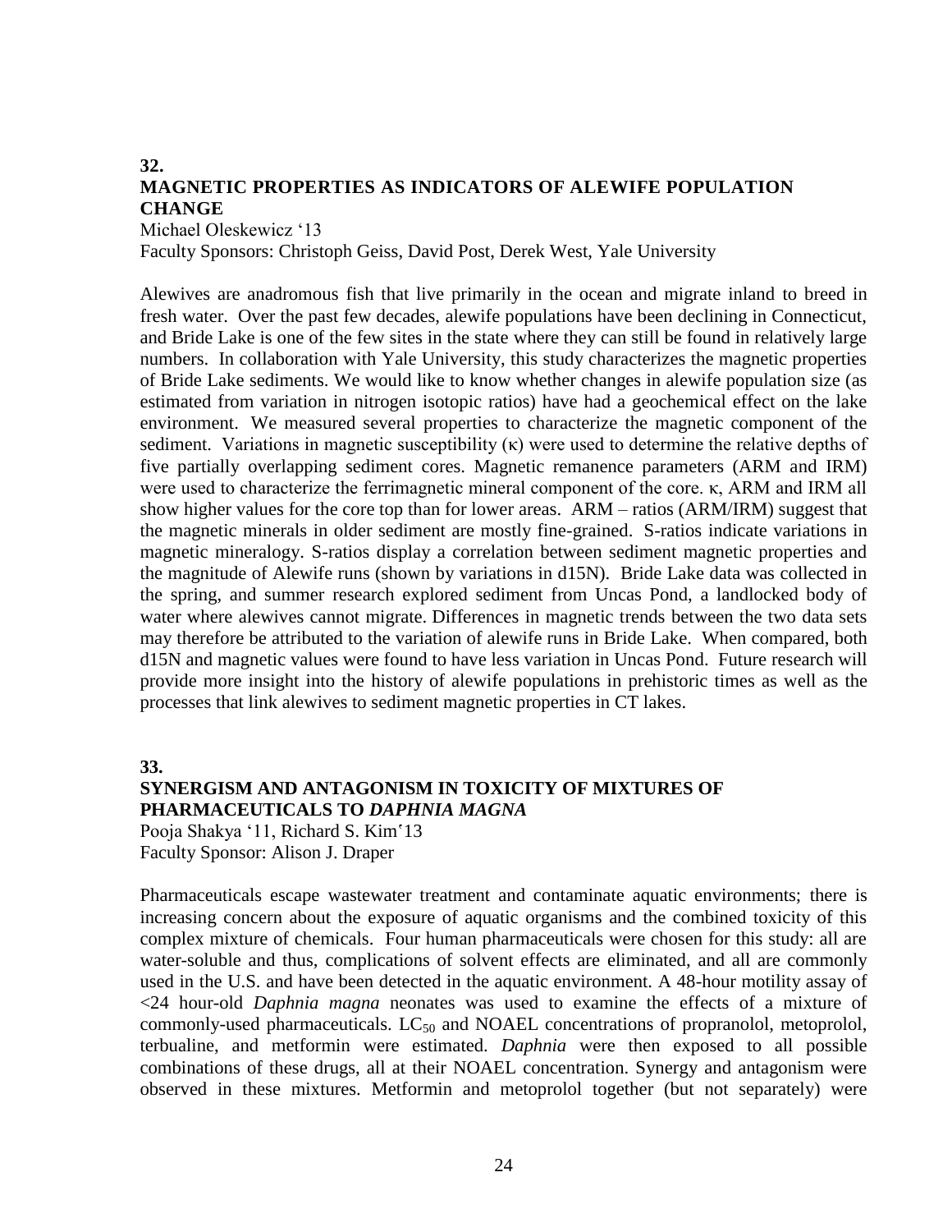## 32.
## MAGNETIC PROPERTIES AS INDICATORS OF ALEWIFE POPULATION CHANGE

Michael Oleskewicz '13
Faculty Sponsors: Christoph Geiss, David Post, Derek West, Yale University

Alewives are anadromous fish that live primarily in the ocean and migrate inland to breed in fresh water. Over the past few decades, alewife populations have been declining in Connecticut, and Bride Lake is one of the few sites in the state where they can still be found in relatively large numbers. In collaboration with Yale University, this study characterizes the magnetic properties of Bride Lake sediments. We would like to know whether changes in alewife population size (as estimated from variation in nitrogen isotopic ratios) have had a geochemical effect on the lake environment. We measured several properties to characterize the magnetic component of the sediment. Variations in magnetic susceptibility ($\kappa$) were used to determine the relative depths of five partially overlapping sediment cores. Magnetic remanence parameters (ARM and IRM) were used to characterize the ferrimagnetic mineral component of the core. $\kappa$, ARM and IRM all show higher values for the core top than for lower areas. ARM – ratios (ARM/IRM) suggest that the magnetic minerals in older sediment are mostly fine-grained. S-ratios indicate variations in magnetic mineralogy. S-ratios display a correlation between sediment magnetic properties and the magnitude of Alewife runs (shown by variations in d15N). Bride Lake data was collected in the spring, and summer research explored sediment from Uncas Pond, a landlocked body of water where alewives cannot migrate. Differences in magnetic trends between the two data sets may therefore be attributed to the variation of alewife runs in Bride Lake. When compared, both d15N and magnetic values were found to have less variation in Uncas Pond. Future research will provide more insight into the history of alewife populations in prehistoric times as well as the processes that link alewives to sediment magnetic properties in CT lakes.

## 33.
## SYNERGISM AND ANTAGONISM IN TOXICITY OF MIXTURES OF PHARMACEUTICALS TO *DAPHNIA MAGNA*

Pooja Shakya '11, Richard S. Kim'13
Faculty Sponsor: Alison J. Draper

Pharmaceuticals escape wastewater treatment and contaminate aquatic environments; there is increasing concern about the exposure of aquatic organisms and the combined toxicity of this complex mixture of chemicals. Four human pharmaceuticals were chosen for this study: all are water-soluble and thus, complications of solvent effects are eliminated, and all are commonly used in the U.S. and have been detected in the aquatic environment. A 48-hour motility assay of <24 hour-old *Daphnia magna* neonates was used to examine the effects of a mixture of commonly-used pharmaceuticals. $LC_{50}$ and NOAEL concentrations of propranolol, metoprolol, terbualine, and metformin were estimated. *Daphnia* were then exposed to all possible combinations of these drugs, all at their NOAEL concentration. Synergy and antagonism were observed in these mixtures. Metformin and metoprolol together (but not separately) were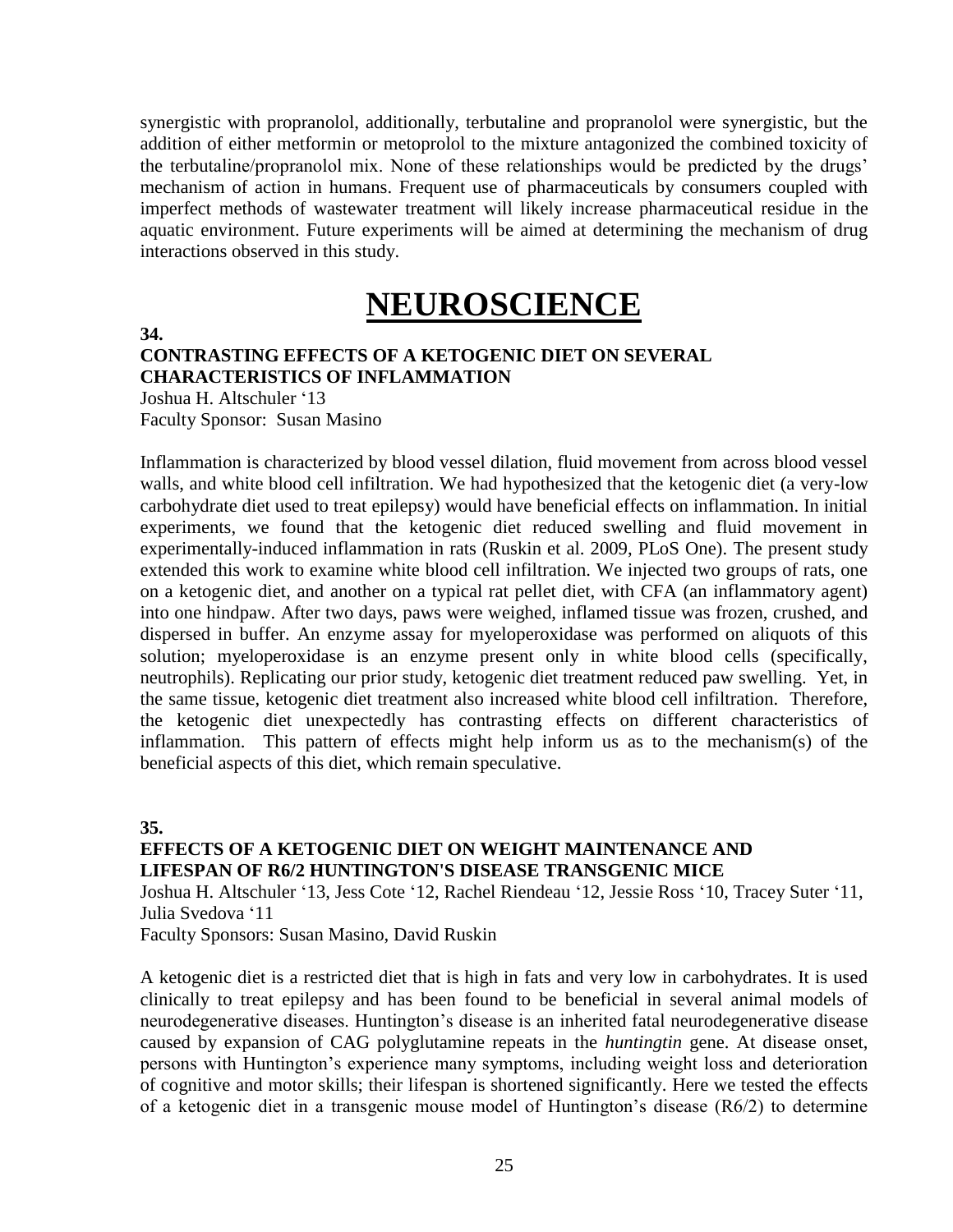synergistic with propranolol, additionally, terbutaline and propranolol were synergistic, but the addition of either metformin or metoprolol to the mixture antagonized the combined toxicity of the terbutaline/propranolol mix. None of these relationships would be predicted by the drugs' mechanism of action in humans. Frequent use of pharmaceuticals by consumers coupled with imperfect methods of wastewater treatment will likely increase pharmaceutical residue in the aquatic environment. Future experiments will be aimed at determining the mechanism of drug interactions observed in this study.

# NEUROSCIENCE

**34.**

**CONTRASTING EFFECTS OF A KETOGENIC DIET ON SEVERAL CHARACTERISTICS OF INFLAMMATION**

Joshua H. Altschuler '13
Faculty Sponsor: Susan Masino

Inflammation is characterized by blood vessel dilation, fluid movement from across blood vessel walls, and white blood cell infiltration. We had hypothesized that the ketogenic diet (a very-low carbohydrate diet used to treat epilepsy) would have beneficial effects on inflammation. In initial experiments, we found that the ketogenic diet reduced swelling and fluid movement in experimentally-induced inflammation in rats (Ruskin et al. 2009, PLoS One). The present study extended this work to examine white blood cell infiltration. We injected two groups of rats, one on a ketogenic diet, and another on a typical rat pellet diet, with CFA (an inflammatory agent) into one hindpaw. After two days, paws were weighed, inflamed tissue was frozen, crushed, and dispersed in buffer. An enzyme assay for myeloperoxidase was performed on aliquots of this solution; myeloperoxidase is an enzyme present only in white blood cells (specifically, neutrophils). Replicating our prior study, ketogenic diet treatment reduced paw swelling. Yet, in the same tissue, ketogenic diet treatment also increased white blood cell infiltration. Therefore, the ketogenic diet unexpectedly has contrasting effects on different characteristics of inflammation. This pattern of effects might help inform us as to the mechanism(s) of the beneficial aspects of this diet, which remain speculative.

**35.**

**EFFECTS OF A KETOGENIC DIET ON WEIGHT MAINTENANCE AND LIFESPAN OF R6/2 HUNTINGTON'S DISEASE TRANSGENIC MICE**

Joshua H. Altschuler '13, Jess Cote '12, Rachel Riendeau '12, Jessie Ross '10, Tracey Suter '11, Julia Svedova '11
Faculty Sponsors: Susan Masino, David Ruskin

A ketogenic diet is a restricted diet that is high in fats and very low in carbohydrates. It is used clinically to treat epilepsy and has been found to be beneficial in several animal models of neurodegenerative diseases. Huntington's disease is an inherited fatal neurodegenerative disease caused by expansion of CAG polyglutamine repeats in the *huntingtin* gene. At disease onset, persons with Huntington's experience many symptoms, including weight loss and deterioration of cognitive and motor skills; their lifespan is shortened significantly. Here we tested the effects of a ketogenic diet in a transgenic mouse model of Huntington's disease (R6/2) to determine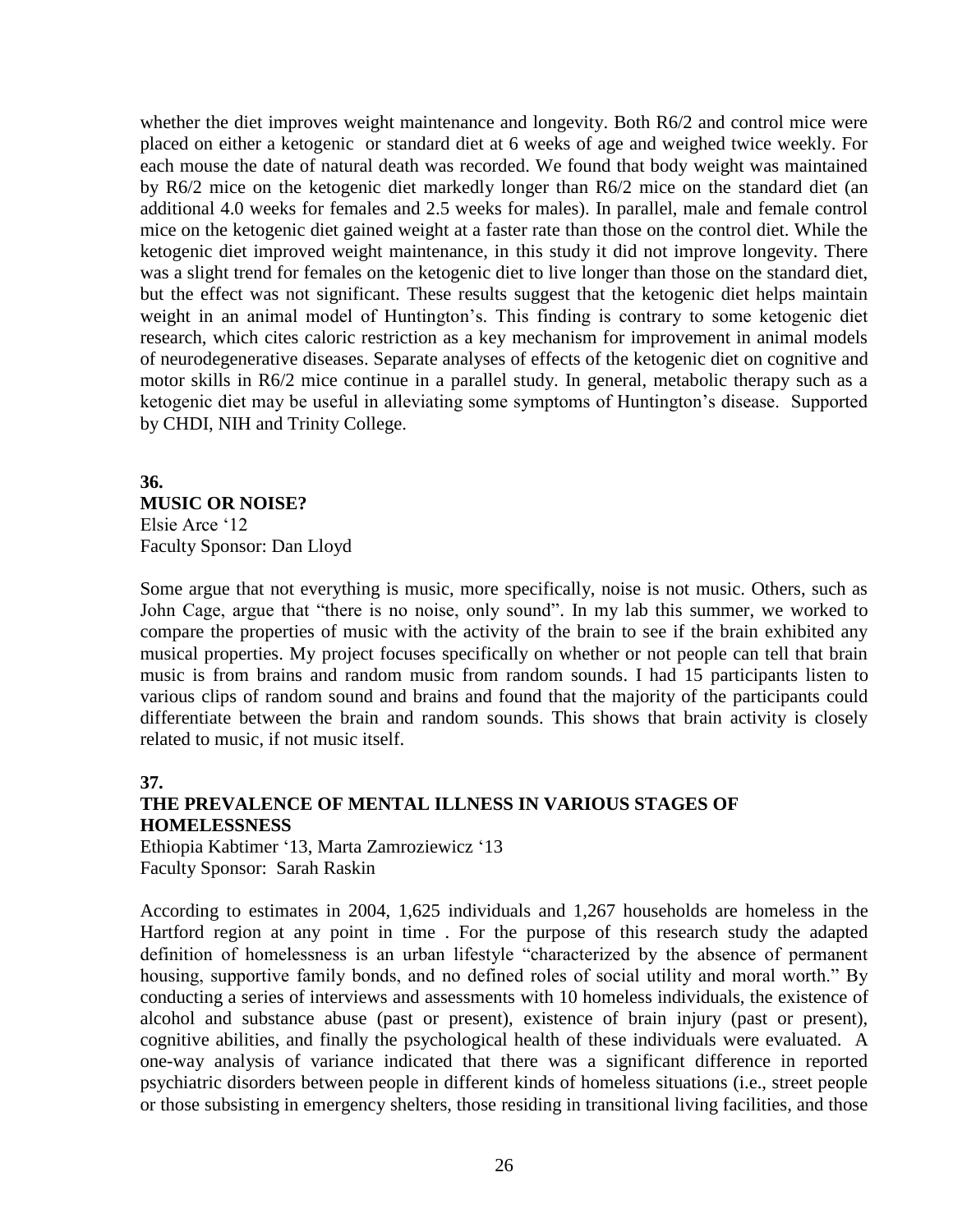whether the diet improves weight maintenance and longevity. Both R6/2 and control mice were placed on either a ketogenic or standard diet at 6 weeks of age and weighed twice weekly. For each mouse the date of natural death was recorded. We found that body weight was maintained by R6/2 mice on the ketogenic diet markedly longer than R6/2 mice on the standard diet (an additional 4.0 weeks for females and 2.5 weeks for males). In parallel, male and female control mice on the ketogenic diet gained weight at a faster rate than those on the control diet. While the ketogenic diet improved weight maintenance, in this study it did not improve longevity. There was a slight trend for females on the ketogenic diet to live longer than those on the standard diet, but the effect was not significant. These results suggest that the ketogenic diet helps maintain weight in an animal model of Huntington's. This finding is contrary to some ketogenic diet research, which cites caloric restriction as a key mechanism for improvement in animal models of neurodegenerative diseases. Separate analyses of effects of the ketogenic diet on cognitive and motor skills in R6/2 mice continue in a parallel study. In general, metabolic therapy such as a ketogenic diet may be useful in alleviating some symptoms of Huntington's disease. Supported by CHDI, NIH and Trinity College.

**36.**
**MUSIC OR NOISE?**
Elsie Arce '12
Faculty Sponsor: Dan Lloyd

Some argue that not everything is music, more specifically, noise is not music. Others, such as John Cage, argue that "there is no noise, only sound". In my lab this summer, we worked to compare the properties of music with the activity of the brain to see if the brain exhibited any musical properties. My project focuses specifically on whether or not people can tell that brain music is from brains and random music from random sounds. I had 15 participants listen to various clips of random sound and brains and found that the majority of the participants could differentiate between the brain and random sounds. This shows that brain activity is closely related to music, if not music itself.

**37.**
**THE PREVALENCE OF MENTAL ILLNESS IN VARIOUS STAGES OF HOMELESSNESS**
Ethiopia Kabtimer '13, Marta Zamroziewicz '13
Faculty Sponsor: Sarah Raskin

According to estimates in 2004, 1,625 individuals and 1,267 households are homeless in the Hartford region at any point in time . For the purpose of this research study the adapted definition of homelessness is an urban lifestyle "characterized by the absence of permanent housing, supportive family bonds, and no defined roles of social utility and moral worth." By conducting a series of interviews and assessments with 10 homeless individuals, the existence of alcohol and substance abuse (past or present), existence of brain injury (past or present), cognitive abilities, and finally the psychological health of these individuals were evaluated. A one-way analysis of variance indicated that there was a significant difference in reported psychiatric disorders between people in different kinds of homeless situations (i.e., street people or those subsisting in emergency shelters, those residing in transitional living facilities, and those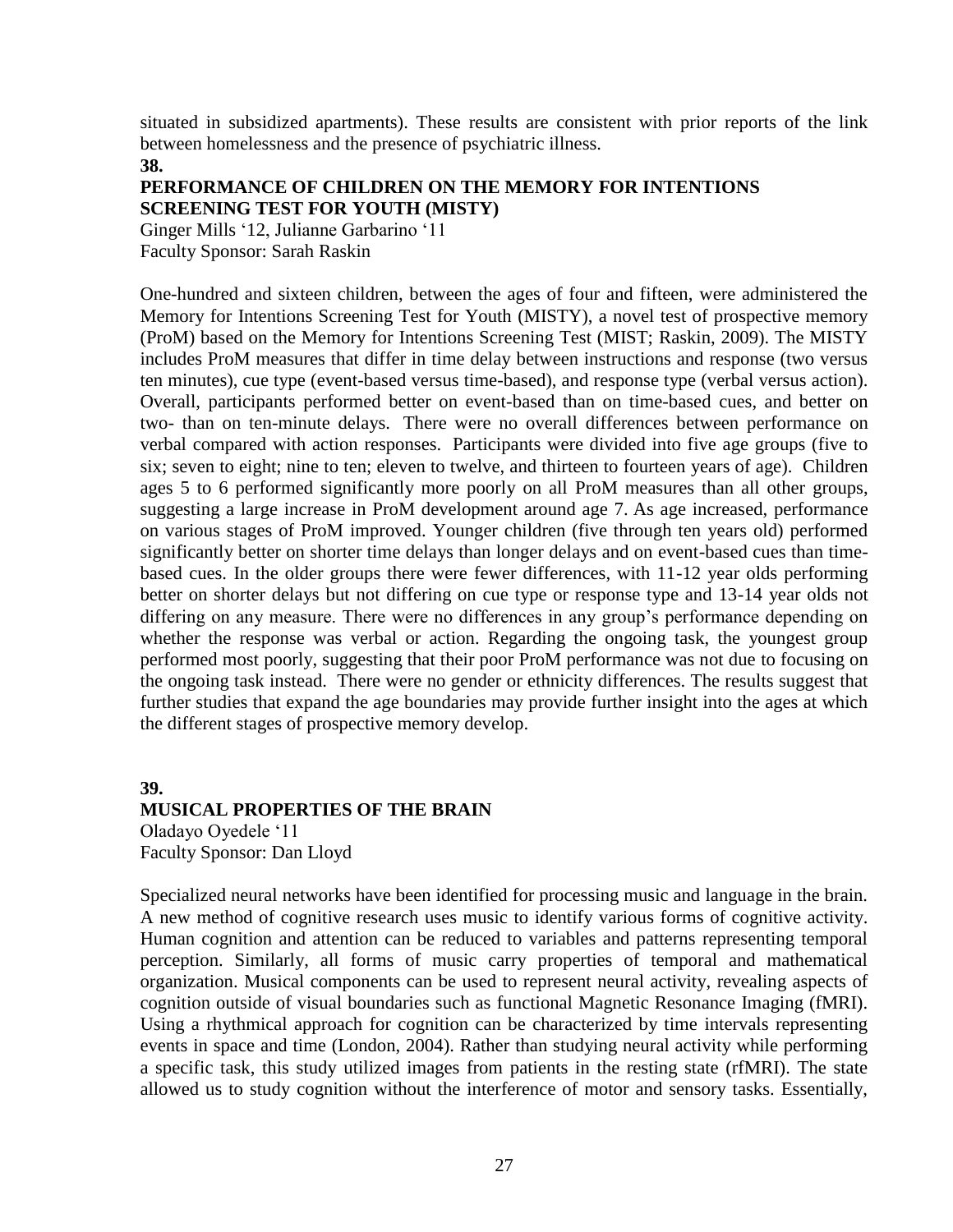situated in subsidized apartments). These results are consistent with prior reports of the link between homelessness and the presence of psychiatric illness.

**38.**

### PERFORMANCE OF CHILDREN ON THE MEMORY FOR INTENTIONS SCREENING TEST FOR YOUTH (MISTY)

Ginger Mills '12, Julianne Garbarino '11
Faculty Sponsor: Sarah Raskin

One-hundred and sixteen children, between the ages of four and fifteen, were administered the Memory for Intentions Screening Test for Youth (MISTY), a novel test of prospective memory (ProM) based on the Memory for Intentions Screening Test (MIST; Raskin, 2009). The MISTY includes ProM measures that differ in time delay between instructions and response (two versus ten minutes), cue type (event-based versus time-based), and response type (verbal versus action). Overall, participants performed better on event-based than on time-based cues, and better on two- than on ten-minute delays. There were no overall differences between performance on verbal compared with action responses. Participants were divided into five age groups (five to six; seven to eight; nine to ten; eleven to twelve, and thirteen to fourteen years of age). Children ages 5 to 6 performed significantly more poorly on all ProM measures than all other groups, suggesting a large increase in ProM development around age 7. As age increased, performance on various stages of ProM improved. Younger children (five through ten years old) performed significantly better on shorter time delays than longer delays and on event-based cues than time-based cues. In the older groups there were fewer differences, with 11-12 year olds performing better on shorter delays but not differing on cue type or response type and 13-14 year olds not differing on any measure. There were no differences in any group's performance depending on whether the response was verbal or action. Regarding the ongoing task, the youngest group performed most poorly, suggesting that their poor ProM performance was not due to focusing on the ongoing task instead. There were no gender or ethnicity differences. The results suggest that further studies that expand the age boundaries may provide further insight into the ages at which the different stages of prospective memory develop.

**39.**

### MUSICAL PROPERTIES OF THE BRAIN

Oladayo Oyedele '11
Faculty Sponsor: Dan Lloyd

Specialized neural networks have been identified for processing music and language in the brain. A new method of cognitive research uses music to identify various forms of cognitive activity. Human cognition and attention can be reduced to variables and patterns representing temporal perception. Similarly, all forms of music carry properties of temporal and mathematical organization. Musical components can be used to represent neural activity, revealing aspects of cognition outside of visual boundaries such as functional Magnetic Resonance Imaging (fMRI). Using a rhythmical approach for cognition can be characterized by time intervals representing events in space and time (London, 2004). Rather than studying neural activity while performing a specific task, this study utilized images from patients in the resting state (rfMRI). The state allowed us to study cognition without the interference of motor and sensory tasks. Essentially,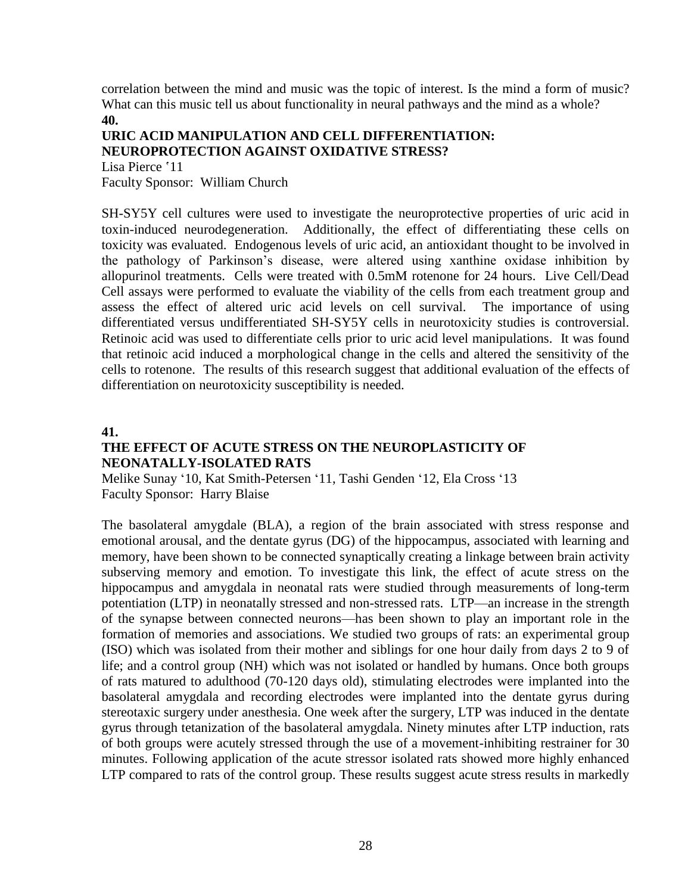correlation between the mind and music was the topic of interest. Is the mind a form of music? What can this music tell us about functionality in neural pathways and the mind as a whole?

**40.**

**URIC ACID MANIPULATION AND CELL DIFFERENTIATION: NEUROPROTECTION AGAINST OXIDATIVE STRESS?**

Lisa Pierce '11
Faculty Sponsor: William Church

SH-SY5Y cell cultures were used to investigate the neuroprotective properties of uric acid in toxin-induced neurodegeneration. Additionally, the effect of differentiating these cells on toxicity was evaluated. Endogenous levels of uric acid, an antioxidant thought to be involved in the pathology of Parkinson's disease, were altered using xanthine oxidase inhibition by allopurinol treatments. Cells were treated with 0.5mM rotenone for 24 hours. Live Cell/Dead Cell assays were performed to evaluate the viability of the cells from each treatment group and assess the effect of altered uric acid levels on cell survival. The importance of using differentiated versus undifferentiated SH-SY5Y cells in neurotoxicity studies is controversial. Retinoic acid was used to differentiate cells prior to uric acid level manipulations. It was found that retinoic acid induced a morphological change in the cells and altered the sensitivity of the cells to rotenone. The results of this research suggest that additional evaluation of the effects of differentiation on neurotoxicity susceptibility is needed.

**41.**

**THE EFFECT OF ACUTE STRESS ON THE NEUROPLASTICITY OF NEONATALLY-ISOLATED RATS**

Melike Sunay '10, Kat Smith-Petersen '11, Tashi Genden '12, Ela Cross '13
Faculty Sponsor: Harry Blaise

The basolateral amygdale (BLA), a region of the brain associated with stress response and emotional arousal, and the dentate gyrus (DG) of the hippocampus, associated with learning and memory, have been shown to be connected synaptically creating a linkage between brain activity subserving memory and emotion. To investigate this link, the effect of acute stress on the hippocampus and amygdala in neonatal rats were studied through measurements of long-term potentiation (LTP) in neonatally stressed and non-stressed rats. LTP—an increase in the strength of the synapse between connected neurons—has been shown to play an important role in the formation of memories and associations. We studied two groups of rats: an experimental group (ISO) which was isolated from their mother and siblings for one hour daily from days 2 to 9 of life; and a control group (NH) which was not isolated or handled by humans. Once both groups of rats matured to adulthood (70-120 days old), stimulating electrodes were implanted into the basolateral amygdala and recording electrodes were implanted into the dentate gyrus during stereotaxic surgery under anesthesia. One week after the surgery, LTP was induced in the dentate gyrus through tetanization of the basolateral amygdala. Ninety minutes after LTP induction, rats of both groups were acutely stressed through the use of a movement-inhibiting restrainer for 30 minutes. Following application of the acute stressor isolated rats showed more highly enhanced LTP compared to rats of the control group. These results suggest acute stress results in markedly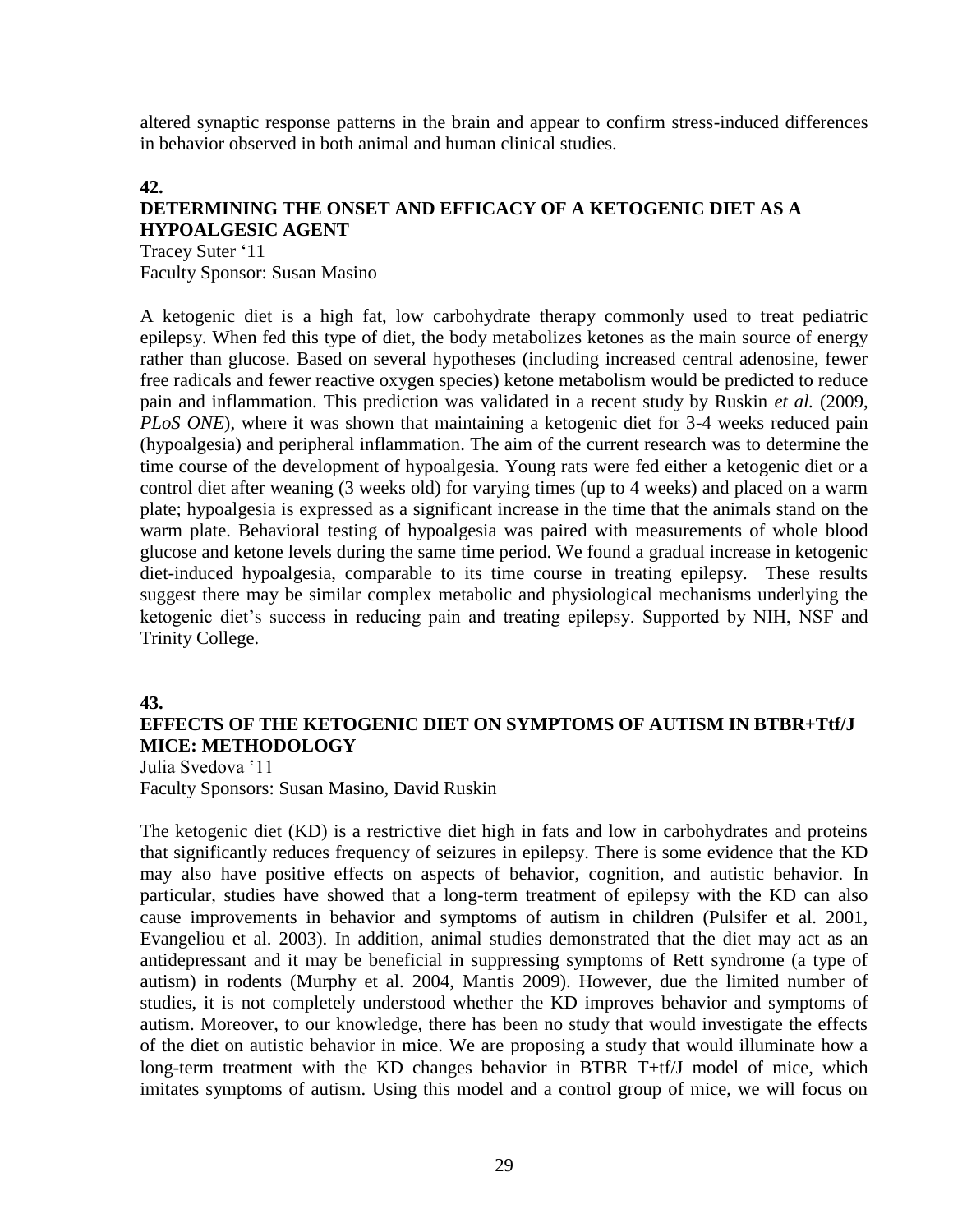altered synaptic response patterns in the brain and appear to confirm stress-induced differences in behavior observed in both animal and human clinical studies.

**42.**

### DETERMINING THE ONSET AND EFFICACY OF A KETOGENIC DIET AS A HYPOALGESIC AGENT

Tracey Suter '11
Faculty Sponsor: Susan Masino

A ketogenic diet is a high fat, low carbohydrate therapy commonly used to treat pediatric epilepsy. When fed this type of diet, the body metabolizes ketones as the main source of energy rather than glucose. Based on several hypotheses (including increased central adenosine, fewer free radicals and fewer reactive oxygen species) ketone metabolism would be predicted to reduce pain and inflammation. This prediction was validated in a recent study by Ruskin *et al.* (2009, *PLoS ONE*), where it was shown that maintaining a ketogenic diet for 3-4 weeks reduced pain (hypoalgesia) and peripheral inflammation. The aim of the current research was to determine the time course of the development of hypoalgesia. Young rats were fed either a ketogenic diet or a control diet after weaning (3 weeks old) for varying times (up to 4 weeks) and placed on a warm plate; hypoalgesia is expressed as a significant increase in the time that the animals stand on the warm plate. Behavioral testing of hypoalgesia was paired with measurements of whole blood glucose and ketone levels during the same time period. We found a gradual increase in ketogenic diet-induced hypoalgesia, comparable to its time course in treating epilepsy. These results suggest there may be similar complex metabolic and physiological mechanisms underlying the ketogenic diet's success in reducing pain and treating epilepsy. Supported by NIH, NSF and Trinity College.

**43.**

### EFFECTS OF THE KETOGENIC DIET ON SYMPTOMS OF AUTISM IN BTBR+Ttf/J MICE: METHODOLOGY

Julia Svedova '11
Faculty Sponsors: Susan Masino, David Ruskin

The ketogenic diet (KD) is a restrictive diet high in fats and low in carbohydrates and proteins that significantly reduces frequency of seizures in epilepsy. There is some evidence that the KD may also have positive effects on aspects of behavior, cognition, and autistic behavior. In particular, studies have showed that a long-term treatment of epilepsy with the KD can also cause improvements in behavior and symptoms of autism in children (Pulsifer et al. 2001, Evangeliou et al. 2003). In addition, animal studies demonstrated that the diet may act as an antidepressant and it may be beneficial in suppressing symptoms of Rett syndrome (a type of autism) in rodents (Murphy et al. 2004, Mantis 2009). However, due the limited number of studies, it is not completely understood whether the KD improves behavior and symptoms of autism. Moreover, to our knowledge, there has been no study that would investigate the effects of the diet on autistic behavior in mice. We are proposing a study that would illuminate how a long-term treatment with the KD changes behavior in BTBR T+tf/J model of mice, which imitates symptoms of autism. Using this model and a control group of mice, we will focus on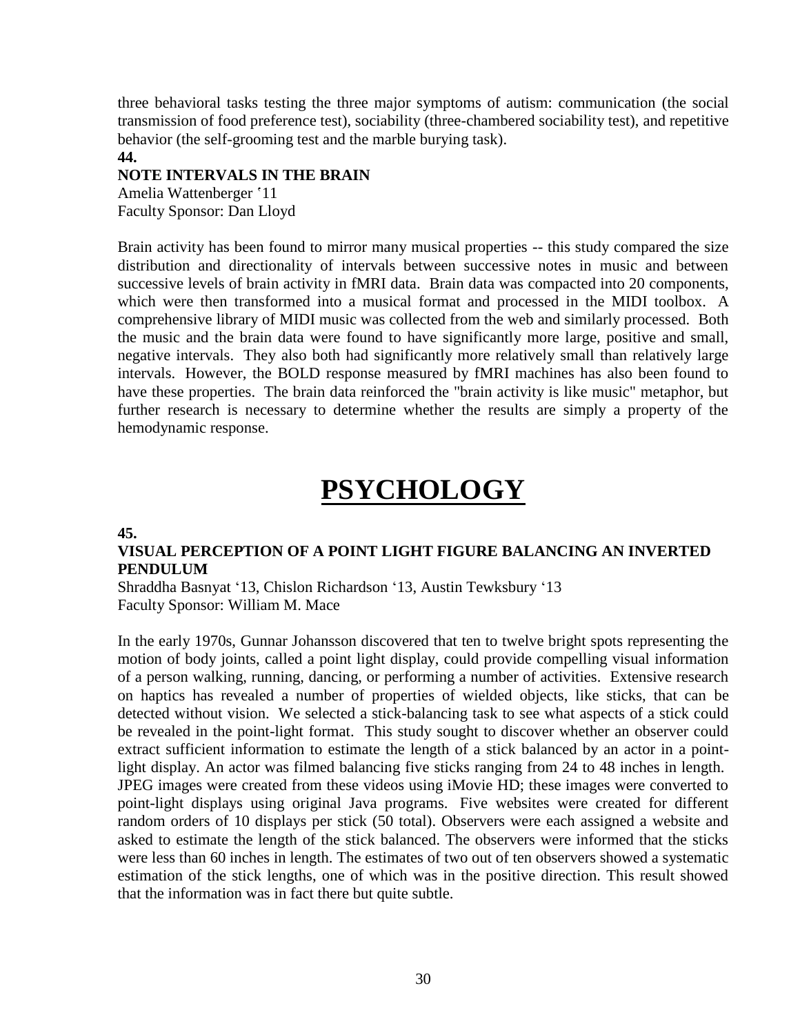three behavioral tasks testing the three major symptoms of autism: communication (the social transmission of food preference test), sociability (three-chambered sociability test), and repetitive behavior (the self-grooming test and the marble burying task).

**44.**

**NOTE INTERVALS IN THE BRAIN**

Amelia Wattenberger '11
Faculty Sponsor: Dan Lloyd

Brain activity has been found to mirror many musical properties -- this study compared the size distribution and directionality of intervals between successive notes in music and between successive levels of brain activity in fMRI data. Brain data was compacted into 20 components, which were then transformed into a musical format and processed in the MIDI toolbox. A comprehensive library of MIDI music was collected from the web and similarly processed. Both the music and the brain data were found to have significantly more large, positive and small, negative intervals. They also both had significantly more relatively small than relatively large intervals. However, the BOLD response measured by fMRI machines has also been found to have these properties. The brain data reinforced the "brain activity is like music" metaphor, but further research is necessary to determine whether the results are simply a property of the hemodynamic response.

# PSYCHOLOGY

**45.**

**VISUAL PERCEPTION OF A POINT LIGHT FIGURE BALANCING AN INVERTED PENDULUM**

Shraddha Basnyat '13, Chislon Richardson '13, Austin Tewksbury '13
Faculty Sponsor: William M. Mace

In the early 1970s, Gunnar Johansson discovered that ten to twelve bright spots representing the motion of body joints, called a point light display, could provide compelling visual information of a person walking, running, dancing, or performing a number of activities. Extensive research on haptics has revealed a number of properties of wielded objects, like sticks, that can be detected without vision. We selected a stick-balancing task to see what aspects of a stick could be revealed in the point-light format. This study sought to discover whether an observer could extract sufficient information to estimate the length of a stick balanced by an actor in a point-light display. An actor was filmed balancing five sticks ranging from 24 to 48 inches in length. JPEG images were created from these videos using iMovie HD; these images were converted to point-light displays using original Java programs. Five websites were created for different random orders of 10 displays per stick (50 total). Observers were each assigned a website and asked to estimate the length of the stick balanced. The observers were informed that the sticks were less than 60 inches in length. The estimates of two out of ten observers showed a systematic estimation of the stick lengths, one of which was in the positive direction. This result showed that the information was in fact there but quite subtle.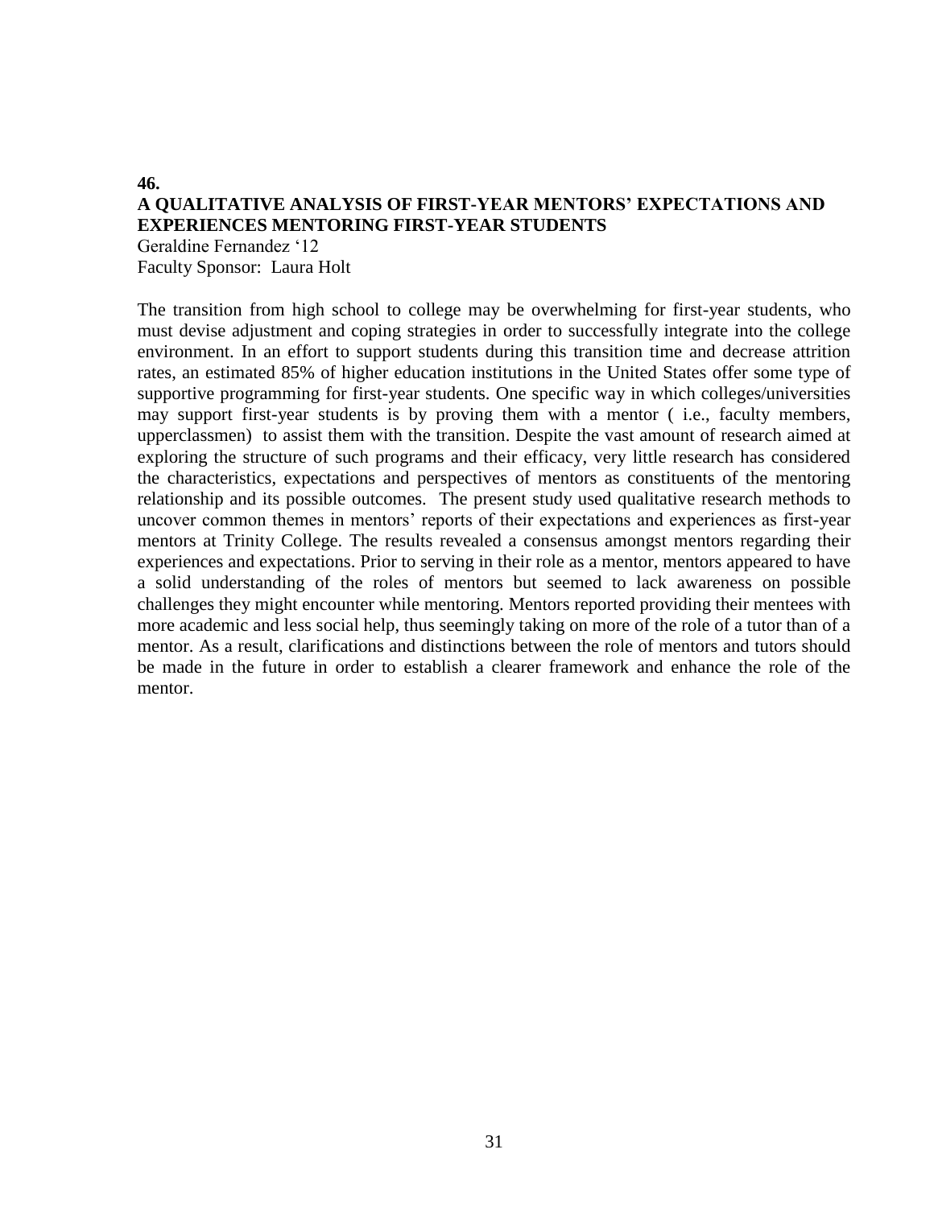**46.**

## A QUALITATIVE ANALYSIS OF FIRST-YEAR MENTORS' EXPECTATIONS AND EXPERIENCES MENTORING FIRST-YEAR STUDENTS

Geraldine Fernandez '12
Faculty Sponsor: Laura Holt

The transition from high school to college may be overwhelming for first-year students, who must devise adjustment and coping strategies in order to successfully integrate into the college environment. In an effort to support students during this transition time and decrease attrition rates, an estimated 85% of higher education institutions in the United States offer some type of supportive programming for first-year students. One specific way in which colleges/universities may support first-year students is by proving them with a mentor ( i.e., faculty members, upperclassmen) to assist them with the transition. Despite the vast amount of research aimed at exploring the structure of such programs and their efficacy, very little research has considered the characteristics, expectations and perspectives of mentors as constituents of the mentoring relationship and its possible outcomes. The present study used qualitative research methods to uncover common themes in mentors' reports of their expectations and experiences as first-year mentors at Trinity College. The results revealed a consensus amongst mentors regarding their experiences and expectations. Prior to serving in their role as a mentor, mentors appeared to have a solid understanding of the roles of mentors but seemed to lack awareness on possible challenges they might encounter while mentoring. Mentors reported providing their mentees with more academic and less social help, thus seemingly taking on more of the role of a tutor than of a mentor. As a result, clarifications and distinctions between the role of mentors and tutors should be made in the future in order to establish a clearer framework and enhance the role of the mentor.